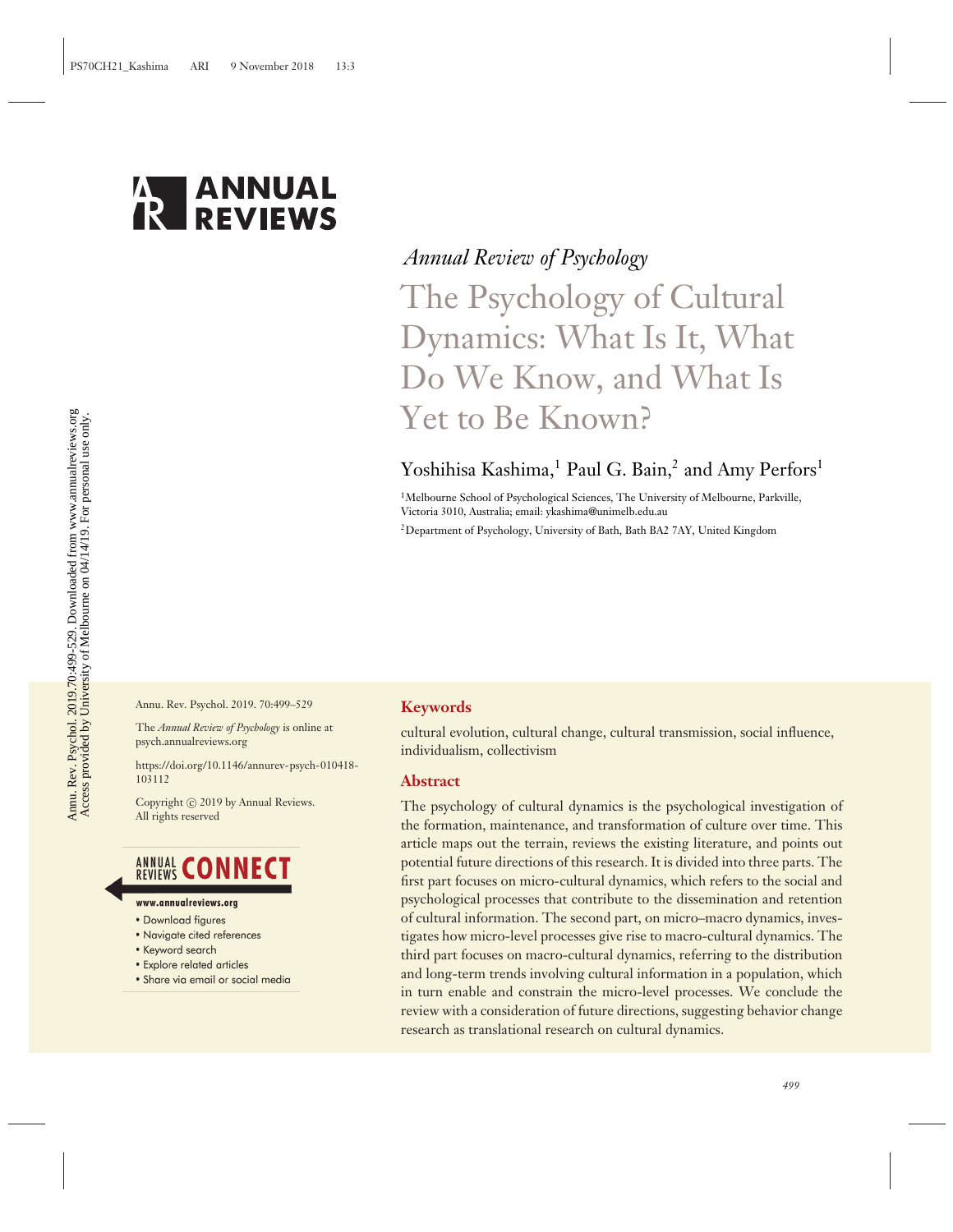*Annual Review of Psychology*

# The Psychology of Cultural Dynamics: What Is It, What Do We Know, and What Is Yet to Be Known?

Yoshihisa Kashima,[1] Paul G. Bain,[2] and Amy Perfors[1]

[1]Melbourne School of Psychological Sciences, The University of Melbourne, Parkville, Victoria 3010, Australia; email: ykashima@unimelb.edu.au

[2]Department of Psychology, University of Bath, Bath BA2 7AY, United Kingdom

Annu. Rev. Psychol. 2019. 70:499–529

The *Annual Review of Psychology* is online at psych.annualreviews.org

https://doi.org/10.1146/annurev-psych-010418-103112

Copyright © 2019 by Annual Reviews. All rights reserved

## Keywords

cultural evolution, cultural change, cultural transmission, social influence, individualism, collectivism

## Abstract

The psychology of cultural dynamics is the psychological investigation of the formation, maintenance, and transformation of culture over time. This article maps out the terrain, reviews the existing literature, and points out potential future directions of this research. It is divided into three parts. The first part focuses on micro-cultural dynamics, which refers to the social and psychological processes that contribute to the dissemination and retention of cultural information. The second part, on micro–macro dynamics, investigates how micro-level processes give rise to macro-cultural dynamics. The third part focuses on macro-cultural dynamics, referring to the distribution and long-term trends involving cultural information in a population, which in turn enable and constrain the micro-level processes. We conclude the review with a consideration of future directions, suggesting behavior change research as translational research on cultural dynamics.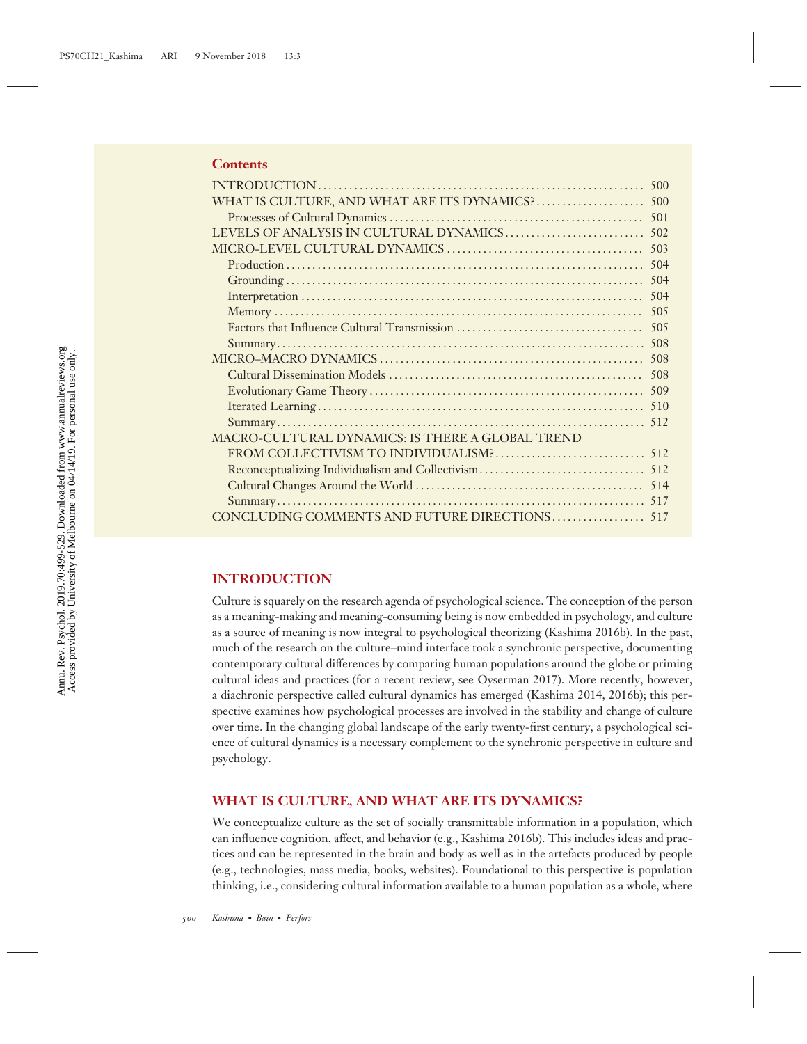## Contents

INTRODUCTION ... 500
WHAT IS CULTURE, AND WHAT ARE ITS DYNAMICS? ... 500
  Processes of Cultural Dynamics ... 501
LEVELS OF ANALYSIS IN CULTURAL DYNAMICS ... 502
MICRO-LEVEL CULTURAL DYNAMICS ... 503
  Production ... 504
  Grounding ... 504
  Interpretation ... 504
  Memory ... 505
  Factors that Influence Cultural Transmission ... 505
  Summary ... 508
MICRO–MACRO DYNAMICS ... 508
  Cultural Dissemination Models ... 508
  Evolutionary Game Theory ... 509
  Iterated Learning ... 510
  Summary ... 512
MACRO-CULTURAL DYNAMICS: IS THERE A GLOBAL TREND FROM COLLECTIVISM TO INDIVIDUALISM? ... 512
  Reconceptualizing Individualism and Collectivism ... 512
  Cultural Changes Around the World ... 514
  Summary ... 517
CONCLUDING COMMENTS AND FUTURE DIRECTIONS ... 517

## INTRODUCTION

Culture is squarely on the research agenda of psychological science. The conception of the person as a meaning-making and meaning-consuming being is now embedded in psychology, and culture as a source of meaning is now integral to psychological theorizing (Kashima 2016b). In the past, much of the research on the culture–mind interface took a synchronic perspective, documenting contemporary cultural differences by comparing human populations around the globe or priming cultural ideas and practices (for a recent review, see Oyserman 2017). More recently, however, a diachronic perspective called cultural dynamics has emerged (Kashima 2014, 2016b); this perspective examines how psychological processes are involved in the stability and change of culture over time. In the changing global landscape of the early twenty-first century, a psychological science of cultural dynamics is a necessary complement to the synchronic perspective in culture and psychology.

## WHAT IS CULTURE, AND WHAT ARE ITS DYNAMICS?

We conceptualize culture as the set of socially transmittable information in a population, which can influence cognition, affect, and behavior (e.g., Kashima 2016b). This includes ideas and practices and can be represented in the brain and body as well as in the artefacts produced by people (e.g., technologies, mass media, books, websites). Foundational to this perspective is population thinking, i.e., considering cultural information available to a human population as a whole, where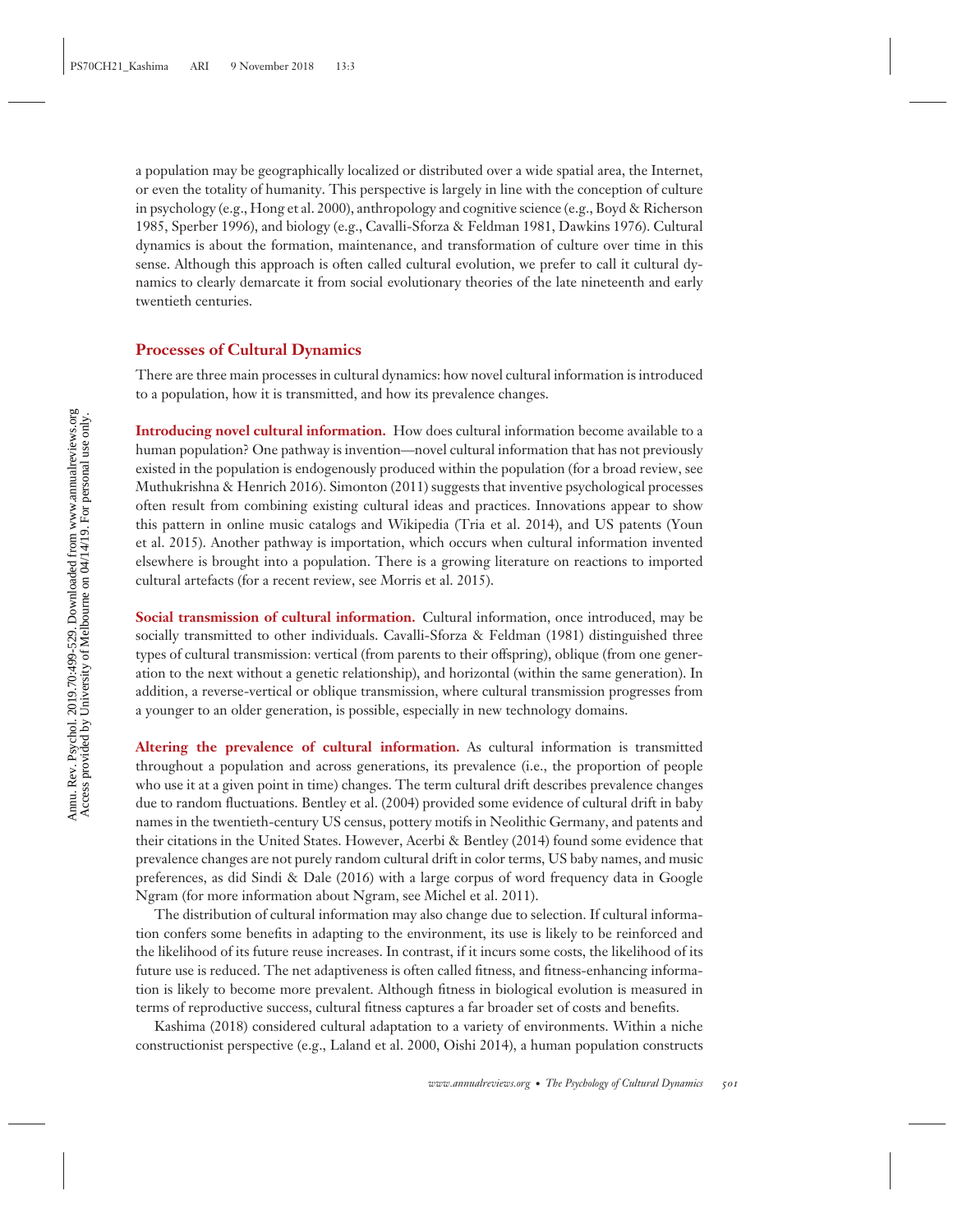a population may be geographically localized or distributed over a wide spatial area, the Internet, or even the totality of humanity. This perspective is largely in line with the conception of culture in psychology (e.g., Hong et al. 2000), anthropology and cognitive science (e.g., Boyd & Richerson 1985, Sperber 1996), and biology (e.g., Cavalli-Sforza & Feldman 1981, Dawkins 1976). Cultural dynamics is about the formation, maintenance, and transformation of culture over time in this sense. Although this approach is often called cultural evolution, we prefer to call it cultural dynamics to clearly demarcate it from social evolutionary theories of the late nineteenth and early twentieth centuries.

## Processes of Cultural Dynamics

There are three main processes in cultural dynamics: how novel cultural information is introduced to a population, how it is transmitted, and how its prevalence changes.

**Introducing novel cultural information.** How does cultural information become available to a human population? One pathway is invention—novel cultural information that has not previously existed in the population is endogenously produced within the population (for a broad review, see Muthukrishna & Henrich 2016). Simonton (2011) suggests that inventive psychological processes often result from combining existing cultural ideas and practices. Innovations appear to show this pattern in online music catalogs and Wikipedia (Tria et al. 2014), and US patents (Youn et al. 2015). Another pathway is importation, which occurs when cultural information invented elsewhere is brought into a population. There is a growing literature on reactions to imported cultural artefacts (for a recent review, see Morris et al. 2015).

**Social transmission of cultural information.** Cultural information, once introduced, may be socially transmitted to other individuals. Cavalli-Sforza & Feldman (1981) distinguished three types of cultural transmission: vertical (from parents to their offspring), oblique (from one generation to the next without a genetic relationship), and horizontal (within the same generation). In addition, a reverse-vertical or oblique transmission, where cultural transmission progresses from a younger to an older generation, is possible, especially in new technology domains.

**Altering the prevalence of cultural information.** As cultural information is transmitted throughout a population and across generations, its prevalence (i.e., the proportion of people who use it at a given point in time) changes. The term cultural drift describes prevalence changes due to random fluctuations. Bentley et al. (2004) provided some evidence of cultural drift in baby names in the twentieth-century US census, pottery motifs in Neolithic Germany, and patents and their citations in the United States. However, Acerbi & Bentley (2014) found some evidence that prevalence changes are not purely random cultural drift in color terms, US baby names, and music preferences, as did Sindi & Dale (2016) with a large corpus of word frequency data in Google Ngram (for more information about Ngram, see Michel et al. 2011).

The distribution of cultural information may also change due to selection. If cultural information confers some benefits in adapting to the environment, its use is likely to be reinforced and the likelihood of its future reuse increases. In contrast, if it incurs some costs, the likelihood of its future use is reduced. The net adaptiveness is often called fitness, and fitness-enhancing information is likely to become more prevalent. Although fitness in biological evolution is measured in terms of reproductive success, cultural fitness captures a far broader set of costs and benefits.

Kashima (2018) considered cultural adaptation to a variety of environments. Within a niche constructionist perspective (e.g., Laland et al. 2000, Oishi 2014), a human population constructs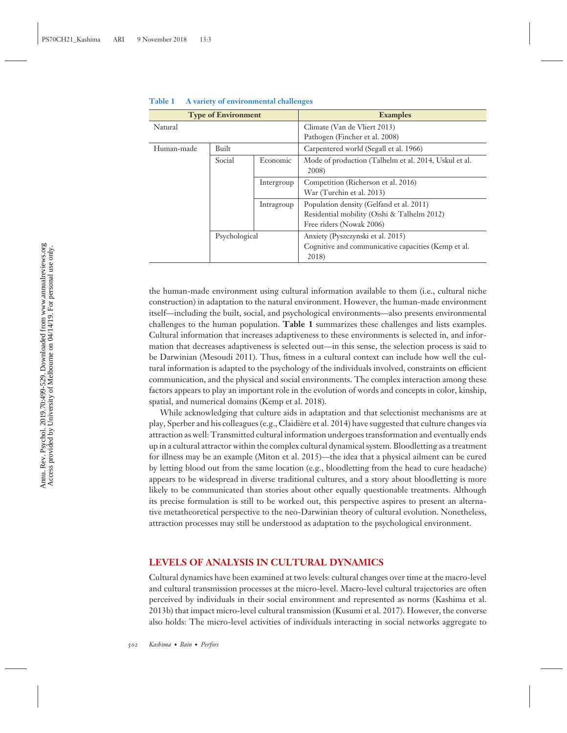**Table 1  A variety of environmental challenges**

| Type of Environment | | | Examples |
|---|---|---|---|
| Natural | | | Climate (Van de Vliert 2013)<br>Pathogen (Fincher et al. 2008) |
| Human-made | Built | | Carpentered world (Segall et al. 1966) |
| | Social | Economic | Mode of production (Talhelm et al. 2014, Uskul et al. 2008) |
| | | Intergroup | Competition (Richerson et al. 2016)<br>War (Turchin et al. 2013) |
| | | Intragroup | Population density (Gelfand et al. 2011)<br>Residential mobility (Oishi & Talhelm 2012)<br>Free riders (Nowak 2006) |
| | Psychological | | Anxiety (Pyszczynski et al. 2015)<br>Cognitive and communicative capacities (Kemp et al. 2018) |

the human-made environment using cultural information available to them (i.e., cultural niche construction) in adaptation to the natural environment. However, the human-made environment itself—including the built, social, and psychological environments—also presents environmental challenges to the human population. **Table 1** summarizes these challenges and lists examples. Cultural information that increases adaptiveness to these environments is selected in, and information that decreases adaptiveness is selected out—in this sense, the selection process is said to be Darwinian (Mesoudi 2011). Thus, fitness in a cultural context can include how well the cultural information is adapted to the psychology of the individuals involved, constraints on efficient communication, and the physical and social environments. The complex interaction among these factors appears to play an important role in the evolution of words and concepts in color, kinship, spatial, and numerical domains (Kemp et al. 2018).

While acknowledging that culture aids in adaptation and that selectionist mechanisms are at play, Sperber and his colleagues (e.g., Claidière et al. 2014) have suggested that culture changes via attraction as well: Transmitted cultural information undergoes transformation and eventually ends up in a cultural attractor within the complex cultural dynamical system. Bloodletting as a treatment for illness may be an example (Miton et al. 2015)—the idea that a physical ailment can be cured by letting blood out from the same location (e.g., bloodletting from the head to cure headache) appears to be widespread in diverse traditional cultures, and a story about bloodletting is more likely to be communicated than stories about other equally questionable treatments. Although its precise formulation is still to be worked out, this perspective aspires to present an alternative metatheoretical perspective to the neo-Darwinian theory of cultural evolution. Nonetheless, attraction processes may still be understood as adaptation to the psychological environment.

## LEVELS OF ANALYSIS IN CULTURAL DYNAMICS

Cultural dynamics have been examined at two levels: cultural changes over time at the macro-level and cultural transmission processes at the micro-level. Macro-level cultural trajectories are often perceived by individuals in their social environment and represented as norms (Kashima et al. 2013b) that impact micro-level cultural transmission (Kusumi et al. 2017). However, the converse also holds: The micro-level activities of individuals interacting in social networks aggregate to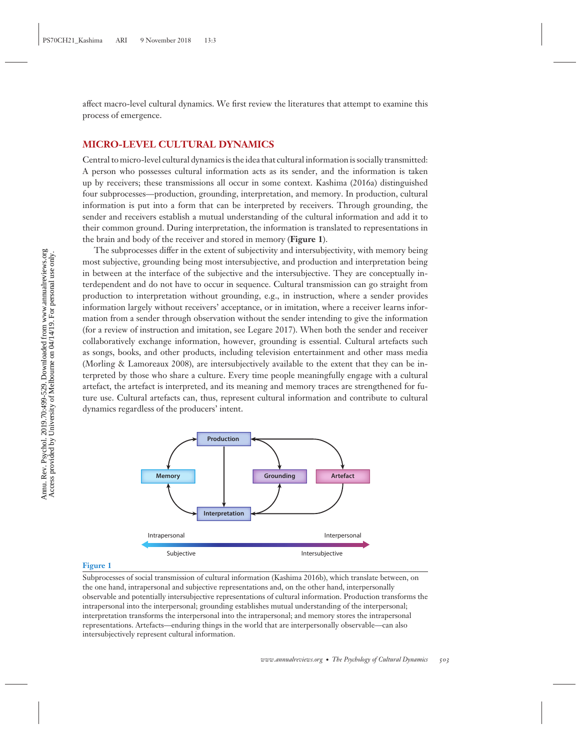affect macro-level cultural dynamics. We first review the literatures that attempt to examine this process of emergence.

## MICRO-LEVEL CULTURAL DYNAMICS

Central to micro-level cultural dynamics is the idea that cultural information is socially transmitted: A person who possesses cultural information acts as its sender, and the information is taken up by receivers; these transmissions all occur in some context. Kashima (2016a) distinguished four subprocesses—production, grounding, interpretation, and memory. In production, cultural information is put into a form that can be interpreted by receivers. Through grounding, the sender and receivers establish a mutual understanding of the cultural information and add it to their common ground. During interpretation, the information is translated to representations in the brain and body of the receiver and stored in memory (**Figure 1**).

The subprocesses differ in the extent of subjectivity and intersubjectivity, with memory being most subjective, grounding being most intersubjective, and production and interpretation being in between at the interface of the subjective and the intersubjective. They are conceptually interdependent and do not have to occur in sequence. Cultural transmission can go straight from production to interpretation without grounding, e.g., in instruction, where a sender provides information largely without receivers' acceptance, or in imitation, where a receiver learns information from a sender through observation without the sender intending to give the information (for a review of instruction and imitation, see Legare 2017). When both the sender and receiver collaboratively exchange information, however, grounding is essential. Cultural artefacts such as songs, books, and other products, including television entertainment and other mass media (Morling & Lamoreaux 2008), are intersubjectively available to the extent that they can be interpreted by those who share a culture. Every time people meaningfully engage with a cultural artefact, the artefact is interpreted, and its meaning and memory traces are strengthened for future use. Cultural artefacts can, thus, represent cultural information and contribute to cultural dynamics regardless of the producers' intent.

**Figure 1**

Subprocesses of social transmission of cultural information (Kashima 2016b), which translate between, on the one hand, intrapersonal and subjective representations and, on the other hand, interpersonally observable and potentially intersubjective representations of cultural information. Production transforms the intrapersonal into the interpersonal; grounding establishes mutual understanding of the interpersonal; interpretation transforms the interpersonal into the intrapersonal; and memory stores the intrapersonal representations. Artefacts—enduring things in the world that are interpersonally observable—can also intersubjectively represent cultural information.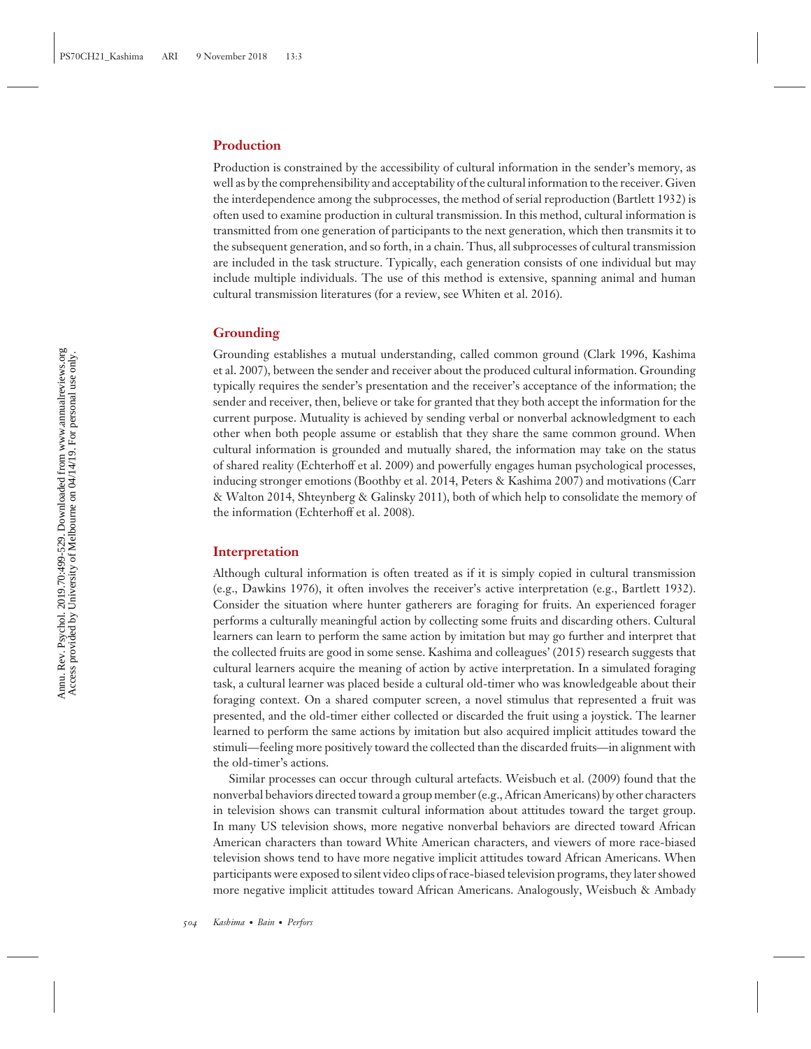### Production

Production is constrained by the accessibility of cultural information in the sender's memory, as well as by the comprehensibility and acceptability of the cultural information to the receiver. Given the interdependence among the subprocesses, the method of serial reproduction (Bartlett 1932) is often used to examine production in cultural transmission. In this method, cultural information is transmitted from one generation of participants to the next generation, which then transmits it to the subsequent generation, and so forth, in a chain. Thus, all subprocesses of cultural transmission are included in the task structure. Typically, each generation consists of one individual but may include multiple individuals. The use of this method is extensive, spanning animal and human cultural transmission literatures (for a review, see Whiten et al. 2016).

### Grounding

Grounding establishes a mutual understanding, called common ground (Clark 1996, Kashima et al. 2007), between the sender and receiver about the produced cultural information. Grounding typically requires the sender's presentation and the receiver's acceptance of the information; the sender and receiver, then, believe or take for granted that they both accept the information for the current purpose. Mutuality is achieved by sending verbal or nonverbal acknowledgment to each other when both people assume or establish that they share the same common ground. When cultural information is grounded and mutually shared, the information may take on the status of shared reality (Echterhoff et al. 2009) and powerfully engages human psychological processes, inducing stronger emotions (Boothby et al. 2014, Peters & Kashima 2007) and motivations (Carr & Walton 2014, Shteynberg & Galinsky 2011), both of which help to consolidate the memory of the information (Echterhoff et al. 2008).

### Interpretation

Although cultural information is often treated as if it is simply copied in cultural transmission (e.g., Dawkins 1976), it often involves the receiver's active interpretation (e.g., Bartlett 1932). Consider the situation where hunter gatherers are foraging for fruits. An experienced forager performs a culturally meaningful action by collecting some fruits and discarding others. Cultural learners can learn to perform the same action by imitation but may go further and interpret that the collected fruits are good in some sense. Kashima and colleagues' (2015) research suggests that cultural learners acquire the meaning of action by active interpretation. In a simulated foraging task, a cultural learner was placed beside a cultural old-timer who was knowledgeable about their foraging context. On a shared computer screen, a novel stimulus that represented a fruit was presented, and the old-timer either collected or discarded the fruit using a joystick. The learner learned to perform the same actions by imitation but also acquired implicit attitudes toward the stimuli—feeling more positively toward the collected than the discarded fruits—in alignment with the old-timer's actions.

Similar processes can occur through cultural artefacts. Weisbuch et al. (2009) found that the nonverbal behaviors directed toward a group member (e.g., African Americans) by other characters in television shows can transmit cultural information about attitudes toward the target group. In many US television shows, more negative nonverbal behaviors are directed toward African American characters than toward White American characters, and viewers of more race-biased television shows tend to have more negative implicit attitudes toward African Americans. When participants were exposed to silent video clips of race-biased television programs, they later showed more negative implicit attitudes toward African Americans. Analogously, Weisbuch & Ambady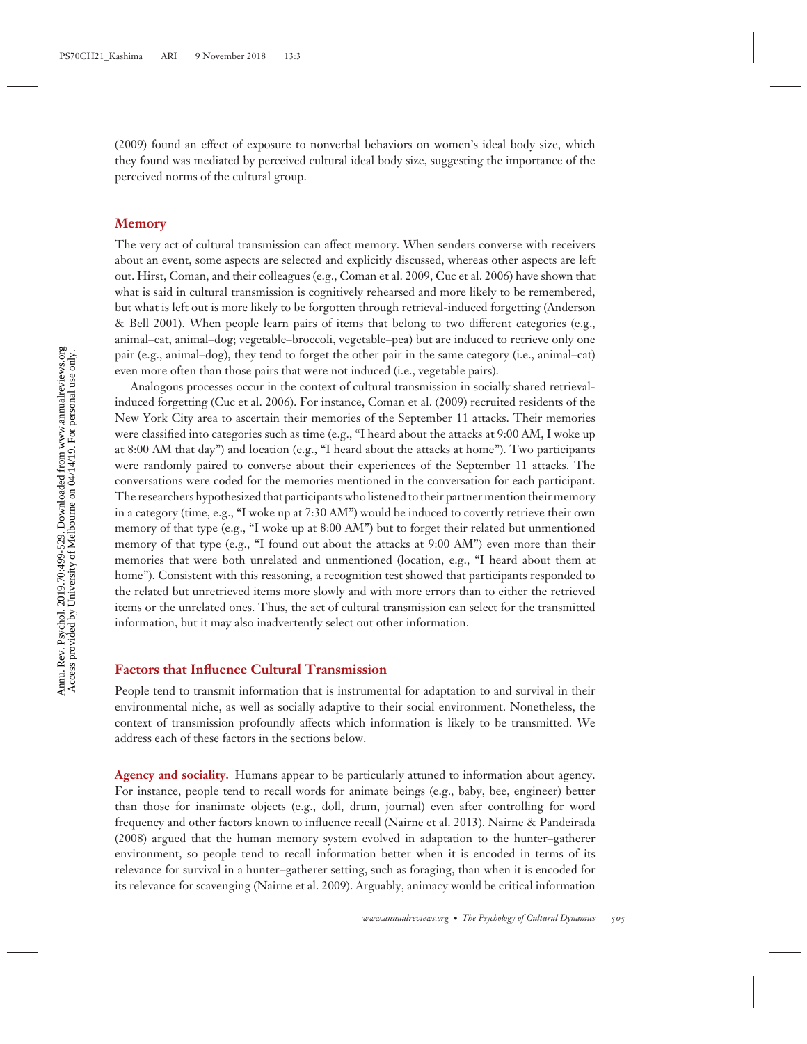(2009) found an effect of exposure to nonverbal behaviors on women's ideal body size, which they found was mediated by perceived cultural ideal body size, suggesting the importance of the perceived norms of the cultural group.

## Memory

The very act of cultural transmission can affect memory. When senders converse with receivers about an event, some aspects are selected and explicitly discussed, whereas other aspects are left out. Hirst, Coman, and their colleagues (e.g., Coman et al. 2009, Cuc et al. 2006) have shown that what is said in cultural transmission is cognitively rehearsed and more likely to be remembered, but what is left out is more likely to be forgotten through retrieval-induced forgetting (Anderson & Bell 2001). When people learn pairs of items that belong to two different categories (e.g., animal–cat, animal–dog; vegetable–broccoli, vegetable–pea) but are induced to retrieve only one pair (e.g., animal–dog), they tend to forget the other pair in the same category (i.e., animal–cat) even more often than those pairs that were not induced (i.e., vegetable pairs).

Analogous processes occur in the context of cultural transmission in socially shared retrieval-induced forgetting (Cuc et al. 2006). For instance, Coman et al. (2009) recruited residents of the New York City area to ascertain their memories of the September 11 attacks. Their memories were classified into categories such as time (e.g., "I heard about the attacks at 9:00 AM, I woke up at 8:00 AM that day") and location (e.g., "I heard about the attacks at home"). Two participants were randomly paired to converse about their experiences of the September 11 attacks. The conversations were coded for the memories mentioned in the conversation for each participant. The researchers hypothesized that participants who listened to their partner mention their memory in a category (time, e.g., "I woke up at 7:30 AM") would be induced to covertly retrieve their own memory of that type (e.g., "I woke up at 8:00 AM") but to forget their related but unmentioned memory of that type (e.g., "I found out about the attacks at 9:00 AM") even more than their memories that were both unrelated and unmentioned (location, e.g., "I heard about them at home"). Consistent with this reasoning, a recognition test showed that participants responded to the related but unretrieved items more slowly and with more errors than to either the retrieved items or the unrelated ones. Thus, the act of cultural transmission can select for the transmitted information, but it may also inadvertently select out other information.

## Factors that Influence Cultural Transmission

People tend to transmit information that is instrumental for adaptation to and survival in their environmental niche, as well as socially adaptive to their social environment. Nonetheless, the context of transmission profoundly affects which information is likely to be transmitted. We address each of these factors in the sections below.

**Agency and sociality.** Humans appear to be particularly attuned to information about agency. For instance, people tend to recall words for animate beings (e.g., baby, bee, engineer) better than those for inanimate objects (e.g., doll, drum, journal) even after controlling for word frequency and other factors known to influence recall (Nairne et al. 2013). Nairne & Pandeirada (2008) argued that the human memory system evolved in adaptation to the hunter–gatherer environment, so people tend to recall information better when it is encoded in terms of its relevance for survival in a hunter–gatherer setting, such as foraging, than when it is encoded for its relevance for scavenging (Nairne et al. 2009). Arguably, animacy would be critical information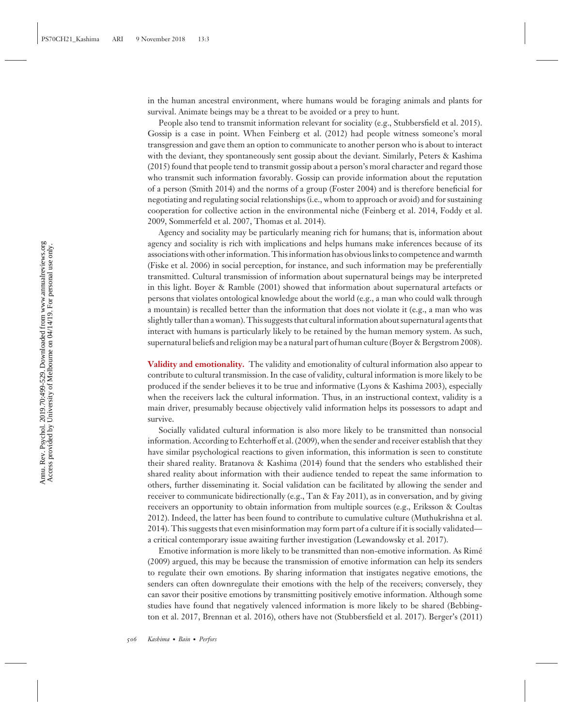in the human ancestral environment, where humans would be foraging animals and plants for survival. Animate beings may be a threat to be avoided or a prey to hunt.

People also tend to transmit information relevant for sociality (e.g., Stubbersfield et al. 2015). Gossip is a case in point. When Feinberg et al. (2012) had people witness someone's moral transgression and gave them an option to communicate to another person who is about to interact with the deviant, they spontaneously sent gossip about the deviant. Similarly, Peters & Kashima (2015) found that people tend to transmit gossip about a person's moral character and regard those who transmit such information favorably. Gossip can provide information about the reputation of a person (Smith 2014) and the norms of a group (Foster 2004) and is therefore beneficial for negotiating and regulating social relationships (i.e., whom to approach or avoid) and for sustaining cooperation for collective action in the environmental niche (Feinberg et al. 2014, Foddy et al. 2009, Sommerfeld et al. 2007, Thomas et al. 2014).

Agency and sociality may be particularly meaning rich for humans; that is, information about agency and sociality is rich with implications and helps humans make inferences because of its associations with other information. This information has obvious links to competence and warmth (Fiske et al. 2006) in social perception, for instance, and such information may be preferentially transmitted. Cultural transmission of information about supernatural beings may be interpreted in this light. Boyer & Ramble (2001) showed that information about supernatural artefacts or persons that violates ontological knowledge about the world (e.g., a man who could walk through a mountain) is recalled better than the information that does not violate it (e.g., a man who was slightly taller than a woman). This suggests that cultural information about supernatural agents that interact with humans is particularly likely to be retained by the human memory system. As such, supernatural beliefs and religion may be a natural part of human culture (Boyer & Bergstrom 2008).

**Validity and emotionality.** The validity and emotionality of cultural information also appear to contribute to cultural transmission. In the case of validity, cultural information is more likely to be produced if the sender believes it to be true and informative (Lyons & Kashima 2003), especially when the receivers lack the cultural information. Thus, in an instructional context, validity is a main driver, presumably because objectively valid information helps its possessors to adapt and survive.

Socially validated cultural information is also more likely to be transmitted than nonsocial information. According to Echterhoff et al. (2009), when the sender and receiver establish that they have similar psychological reactions to given information, this information is seen to constitute their shared reality. Bratanova & Kashima (2014) found that the senders who established their shared reality about information with their audience tended to repeat the same information to others, further disseminating it. Social validation can be facilitated by allowing the sender and receiver to communicate bidirectionally (e.g., Tan & Fay 2011), as in conversation, and by giving receivers an opportunity to obtain information from multiple sources (e.g., Eriksson & Coultas 2012). Indeed, the latter has been found to contribute to cumulative culture (Muthukrishna et al. 2014). This suggests that even misinformation may form part of a culture if it is socially validated—a critical contemporary issue awaiting further investigation (Lewandowsky et al. 2017).

Emotive information is more likely to be transmitted than non-emotive information. As Rimé (2009) argued, this may be because the transmission of emotive information can help its senders to regulate their own emotions. By sharing information that instigates negative emotions, the senders can often downregulate their emotions with the help of the receivers; conversely, they can savor their positive emotions by transmitting positively emotive information. Although some studies have found that negatively valenced information is more likely to be shared (Bebbington et al. 2017, Brennan et al. 2016), others have not (Stubbersfield et al. 2017). Berger's (2011)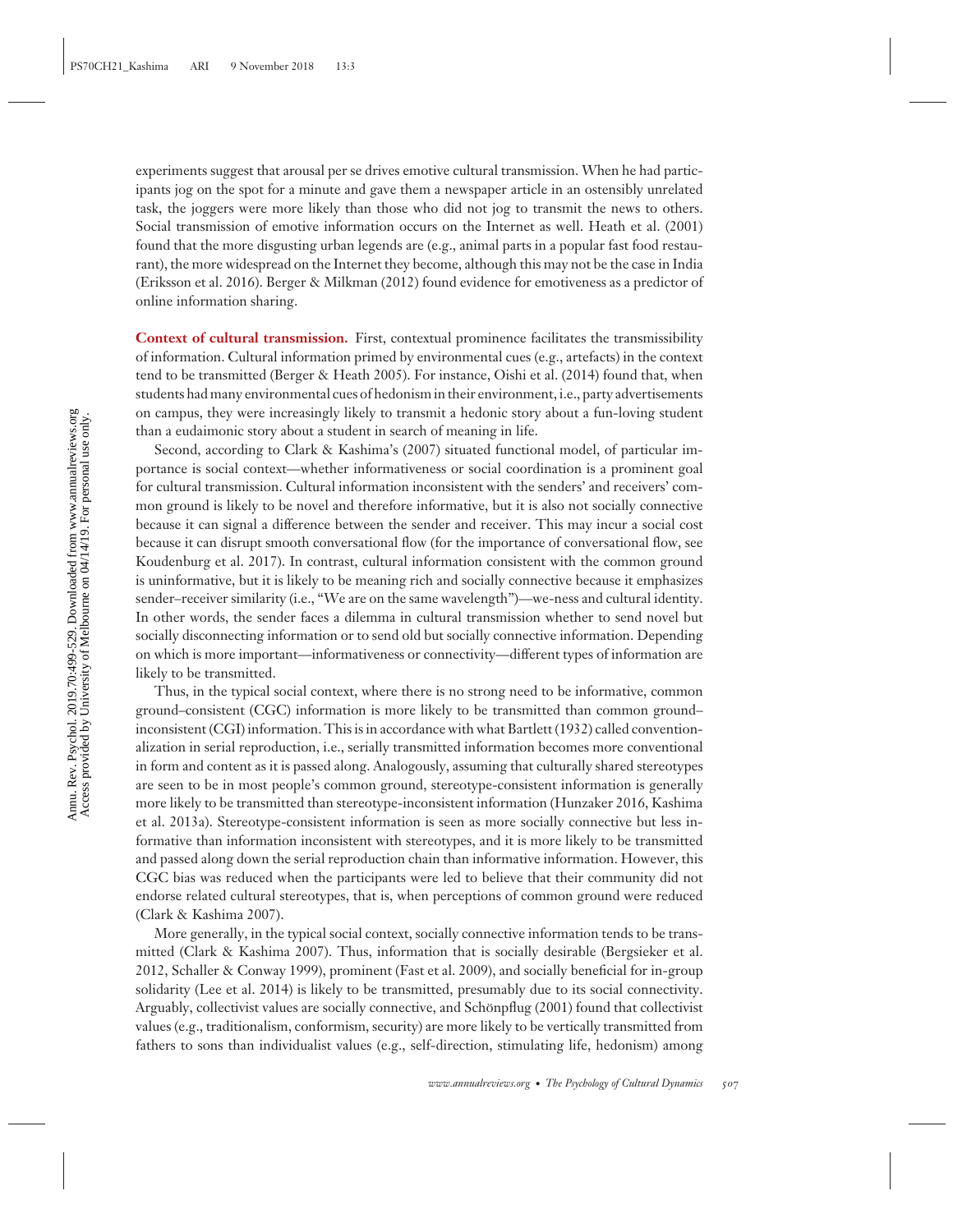experiments suggest that arousal per se drives emotive cultural transmission. When he had participants jog on the spot for a minute and gave them a newspaper article in an ostensibly unrelated task, the joggers were more likely than those who did not jog to transmit the news to others. Social transmission of emotive information occurs on the Internet as well. Heath et al. (2001) found that the more disgusting urban legends are (e.g., animal parts in a popular fast food restaurant), the more widespread on the Internet they become, although this may not be the case in India (Eriksson et al. 2016). Berger & Milkman (2012) found evidence for emotiveness as a predictor of online information sharing.

**Context of cultural transmission.** First, contextual prominence facilitates the transmissibility of information. Cultural information primed by environmental cues (e.g., artefacts) in the context tend to be transmitted (Berger & Heath 2005). For instance, Oishi et al. (2014) found that, when students had many environmental cues of hedonism in their environment, i.e., party advertisements on campus, they were increasingly likely to transmit a hedonic story about a fun-loving student than a eudaimonic story about a student in search of meaning in life.

Second, according to Clark & Kashima's (2007) situated functional model, of particular importance is social context—whether informativeness or social coordination is a prominent goal for cultural transmission. Cultural information inconsistent with the senders' and receivers' common ground is likely to be novel and therefore informative, but it is also not socially connective because it can signal a difference between the sender and receiver. This may incur a social cost because it can disrupt smooth conversational flow (for the importance of conversational flow, see Koudenburg et al. 2017). In contrast, cultural information consistent with the common ground is uninformative, but it is likely to be meaning rich and socially connective because it emphasizes sender–receiver similarity (i.e., "We are on the same wavelength")—we-ness and cultural identity. In other words, the sender faces a dilemma in cultural transmission whether to send novel but socially disconnecting information or to send old but socially connective information. Depending on which is more important—informativeness or connectivity—different types of information are likely to be transmitted.

Thus, in the typical social context, where there is no strong need to be informative, common ground–consistent (CGC) information is more likely to be transmitted than common ground–inconsistent (CGI) information. This is in accordance with what Bartlett (1932) called conventionalization in serial reproduction, i.e., serially transmitted information becomes more conventional in form and content as it is passed along. Analogously, assuming that culturally shared stereotypes are seen to be in most people's common ground, stereotype-consistent information is generally more likely to be transmitted than stereotype-inconsistent information (Hunzaker 2016, Kashima et al. 2013a). Stereotype-consistent information is seen as more socially connective but less informative than information inconsistent with stereotypes, and it is more likely to be transmitted and passed along down the serial reproduction chain than informative information. However, this CGC bias was reduced when the participants were led to believe that their community did not endorse related cultural stereotypes, that is, when perceptions of common ground were reduced (Clark & Kashima 2007).

More generally, in the typical social context, socially connective information tends to be transmitted (Clark & Kashima 2007). Thus, information that is socially desirable (Bergsieker et al. 2012, Schaller & Conway 1999), prominent (Fast et al. 2009), and socially beneficial for in-group solidarity (Lee et al. 2014) is likely to be transmitted, presumably due to its social connectivity. Arguably, collectivist values are socially connective, and Schönpflug (2001) found that collectivist values (e.g., traditionalism, conformism, security) are more likely to be vertically transmitted from fathers to sons than individualist values (e.g., self-direction, stimulating life, hedonism) among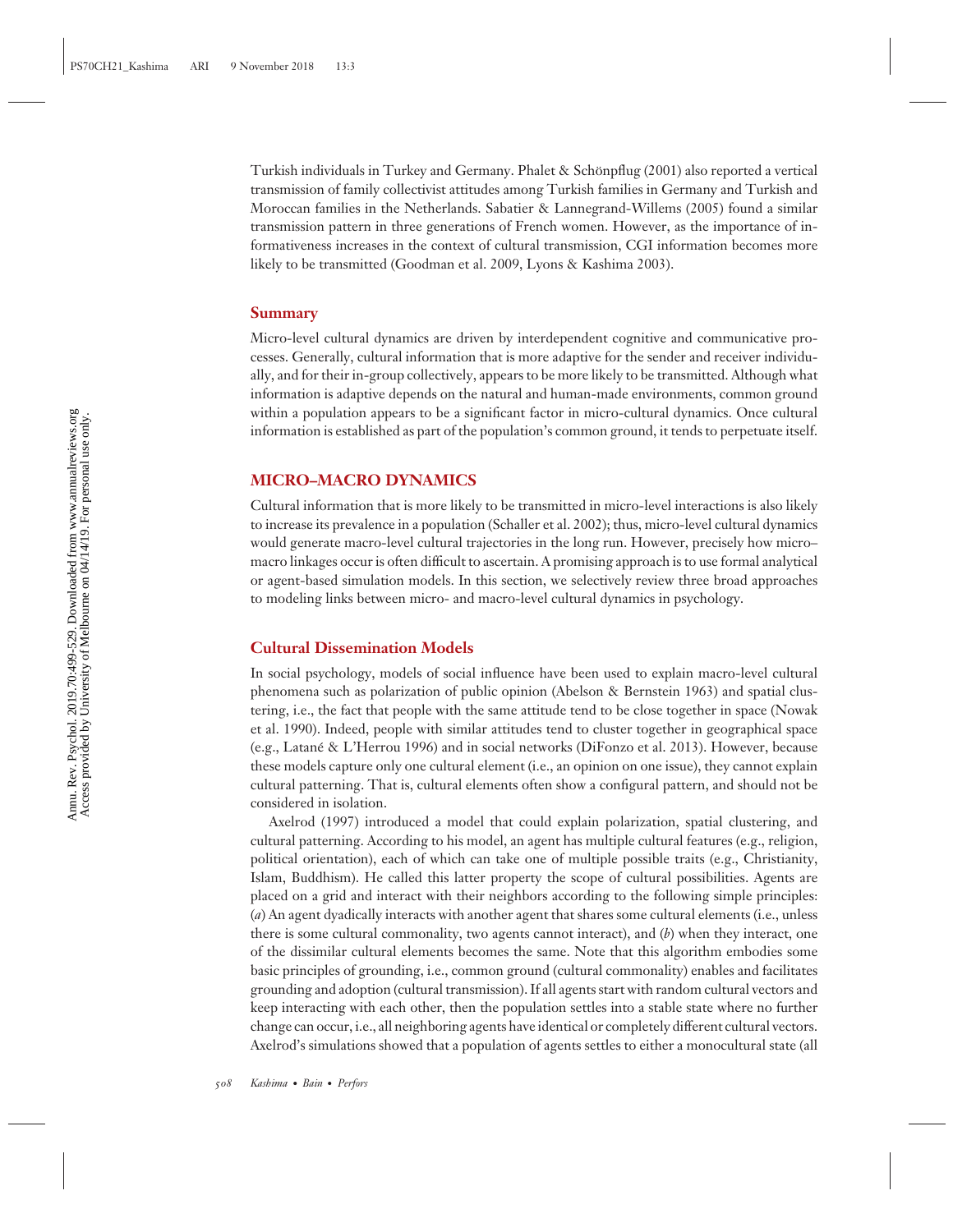Turkish individuals in Turkey and Germany. Phalet & Schönpflug (2001) also reported a vertical transmission of family collectivist attitudes among Turkish families in Germany and Turkish and Moroccan families in the Netherlands. Sabatier & Lannegrand-Willems (2005) found a similar transmission pattern in three generations of French women. However, as the importance of informativeness increases in the context of cultural transmission, CGI information becomes more likely to be transmitted (Goodman et al. 2009, Lyons & Kashima 2003).

### Summary

Micro-level cultural dynamics are driven by interdependent cognitive and communicative processes. Generally, cultural information that is more adaptive for the sender and receiver individually, and for their in-group collectively, appears to be more likely to be transmitted. Although what information is adaptive depends on the natural and human-made environments, common ground within a population appears to be a significant factor in micro-cultural dynamics. Once cultural information is established as part of the population's common ground, it tends to perpetuate itself.

## MICRO–MACRO DYNAMICS

Cultural information that is more likely to be transmitted in micro-level interactions is also likely to increase its prevalence in a population (Schaller et al. 2002); thus, micro-level cultural dynamics would generate macro-level cultural trajectories in the long run. However, precisely how micro–macro linkages occur is often difficult to ascertain. A promising approach is to use formal analytical or agent-based simulation models. In this section, we selectively review three broad approaches to modeling links between micro- and macro-level cultural dynamics in psychology.

### Cultural Dissemination Models

In social psychology, models of social influence have been used to explain macro-level cultural phenomena such as polarization of public opinion (Abelson & Bernstein 1963) and spatial clustering, i.e., the fact that people with the same attitude tend to be close together in space (Nowak et al. 1990). Indeed, people with similar attitudes tend to cluster together in geographical space (e.g., Latané & L'Herrou 1996) and in social networks (DiFonzo et al. 2013). However, because these models capture only one cultural element (i.e., an opinion on one issue), they cannot explain cultural patterning. That is, cultural elements often show a configural pattern, and should not be considered in isolation.

Axelrod (1997) introduced a model that could explain polarization, spatial clustering, and cultural patterning. According to his model, an agent has multiple cultural features (e.g., religion, political orientation), each of which can take one of multiple possible traits (e.g., Christianity, Islam, Buddhism). He called this latter property the scope of cultural possibilities. Agents are placed on a grid and interact with their neighbors according to the following simple principles: (*a*) An agent dyadically interacts with another agent that shares some cultural elements (i.e., unless there is some cultural commonality, two agents cannot interact), and (*b*) when they interact, one of the dissimilar cultural elements becomes the same. Note that this algorithm embodies some basic principles of grounding, i.e., common ground (cultural commonality) enables and facilitates grounding and adoption (cultural transmission). If all agents start with random cultural vectors and keep interacting with each other, then the population settles into a stable state where no further change can occur, i.e., all neighboring agents have identical or completely different cultural vectors. Axelrod's simulations showed that a population of agents settles to either a monocultural state (all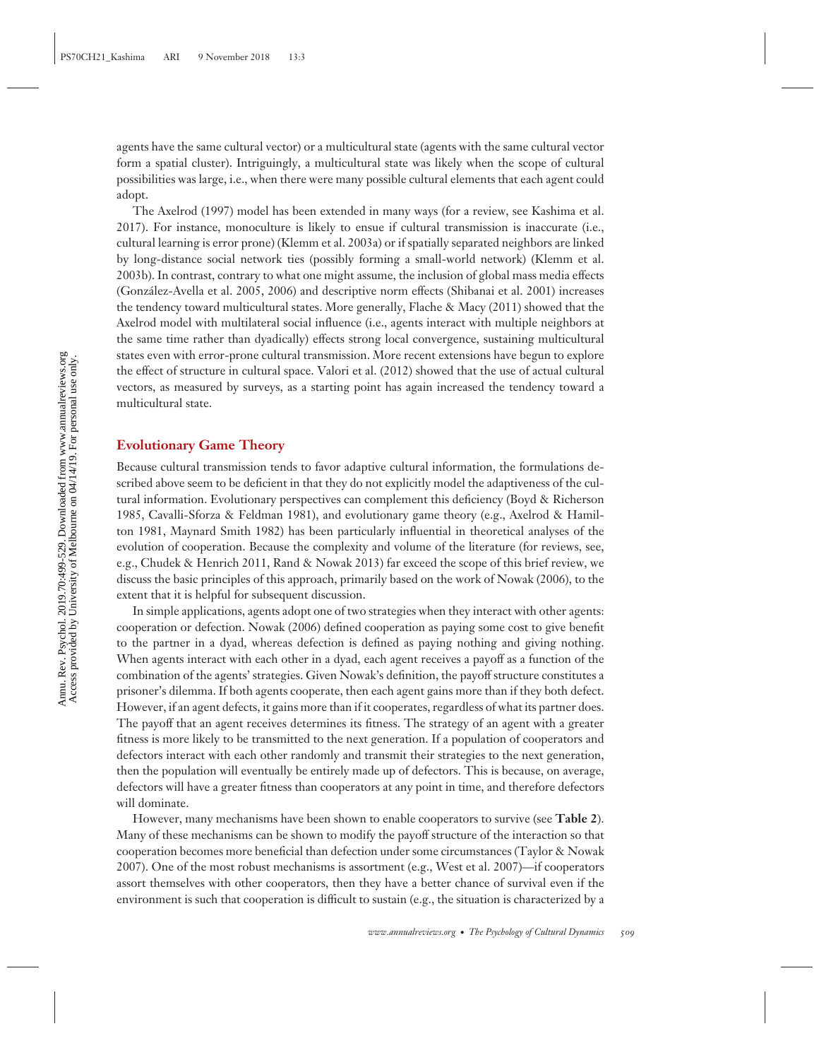agents have the same cultural vector) or a multicultural state (agents with the same cultural vector form a spatial cluster). Intriguingly, a multicultural state was likely when the scope of cultural possibilities was large, i.e., when there were many possible cultural elements that each agent could adopt.

The Axelrod (1997) model has been extended in many ways (for a review, see Kashima et al. 2017). For instance, monoculture is likely to ensue if cultural transmission is inaccurate (i.e., cultural learning is error prone) (Klemm et al. 2003a) or if spatially separated neighbors are linked by long-distance social network ties (possibly forming a small-world network) (Klemm et al. 2003b). In contrast, contrary to what one might assume, the inclusion of global mass media effects (González-Avella et al. 2005, 2006) and descriptive norm effects (Shibanai et al. 2001) increases the tendency toward multicultural states. More generally, Flache & Macy (2011) showed that the Axelrod model with multilateral social influence (i.e., agents interact with multiple neighbors at the same time rather than dyadically) effects strong local convergence, sustaining multicultural states even with error-prone cultural transmission. More recent extensions have begun to explore the effect of structure in cultural space. Valori et al. (2012) showed that the use of actual cultural vectors, as measured by surveys, as a starting point has again increased the tendency toward a multicultural state.

## Evolutionary Game Theory

Because cultural transmission tends to favor adaptive cultural information, the formulations described above seem to be deficient in that they do not explicitly model the adaptiveness of the cultural information. Evolutionary perspectives can complement this deficiency (Boyd & Richerson 1985, Cavalli-Sforza & Feldman 1981), and evolutionary game theory (e.g., Axelrod & Hamilton 1981, Maynard Smith 1982) has been particularly influential in theoretical analyses of the evolution of cooperation. Because the complexity and volume of the literature (for reviews, see, e.g., Chudek & Henrich 2011, Rand & Nowak 2013) far exceed the scope of this brief review, we discuss the basic principles of this approach, primarily based on the work of Nowak (2006), to the extent that it is helpful for subsequent discussion.

In simple applications, agents adopt one of two strategies when they interact with other agents: cooperation or defection. Nowak (2006) defined cooperation as paying some cost to give benefit to the partner in a dyad, whereas defection is defined as paying nothing and giving nothing. When agents interact with each other in a dyad, each agent receives a payoff as a function of the combination of the agents' strategies. Given Nowak's definition, the payoff structure constitutes a prisoner's dilemma. If both agents cooperate, then each agent gains more than if they both defect. However, if an agent defects, it gains more than if it cooperates, regardless of what its partner does. The payoff that an agent receives determines its fitness. The strategy of an agent with a greater fitness is more likely to be transmitted to the next generation. If a population of cooperators and defectors interact with each other randomly and transmit their strategies to the next generation, then the population will eventually be entirely made up of defectors. This is because, on average, defectors will have a greater fitness than cooperators at any point in time, and therefore defectors will dominate.

However, many mechanisms have been shown to enable cooperators to survive (see **Table 2**). Many of these mechanisms can be shown to modify the payoff structure of the interaction so that cooperation becomes more beneficial than defection under some circumstances (Taylor & Nowak 2007). One of the most robust mechanisms is assortment (e.g., West et al. 2007)—if cooperators assort themselves with other cooperators, then they have a better chance of survival even if the environment is such that cooperation is difficult to sustain (e.g., the situation is characterized by a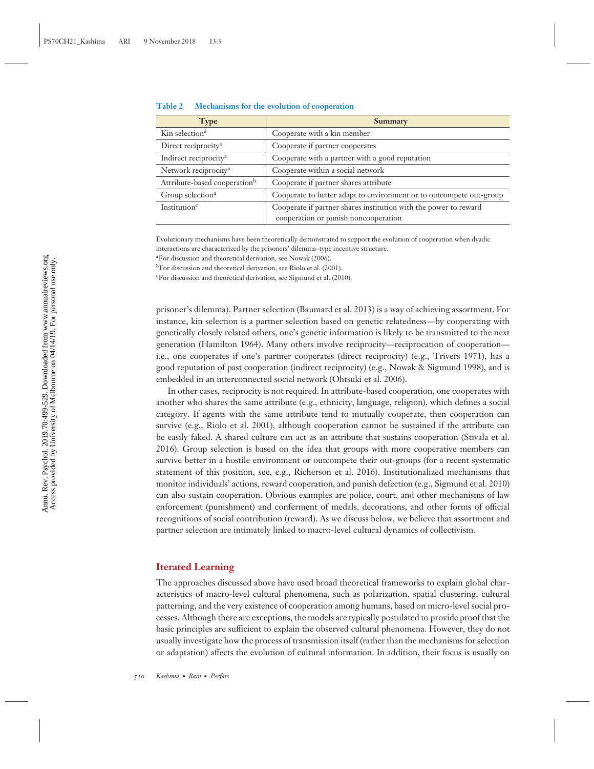**Table 2 Mechanisms for the evolution of cooperation**

| Type | Summary |
|---|---|
| Kin selection[a] | Cooperate with a kin member |
| Direct reciprocity[a] | Cooperate if partner cooperates |
| Indirect reciprocity[a] | Cooperate with a partner with a good reputation |
| Network reciprocity[a] | Cooperate within a social network |
| Attribute-based cooperation[b] | Cooperate if partner shares attribute |
| Group selection[a] | Cooperate to better adapt to environment or to outcompete out-group |
| Institution[c] | Cooperate if partner shares institution with the power to reward cooperation or punish noncooperation |

Evolutionary mechanisms have been theoretically demonstrated to support the evolution of cooperation when dyadic interactions are characterized by the prisoners' dilemma–type incentive structure.

[a]For discussion and theoretical derivation, see Nowak (2006).

[b]For discussion and theoretical derivation, see Riolo et al. (2001).

[c]For discussion and theoretical derivation, see Sigmund et al. (2010).

prisoner's dilemma). Partner selection (Baumard et al. 2013) is a way of achieving assortment. For instance, kin selection is a partner selection based on genetic relatedness—by cooperating with genetically closely related others, one's genetic information is likely to be transmitted to the next generation (Hamilton 1964). Many others involve reciprocity—reciprocation of cooperation—i.e., one cooperates if one's partner cooperates (direct reciprocity) (e.g., Trivers 1971), has a good reputation of past cooperation (indirect reciprocity) (e.g., Nowak & Sigmund 1998), and is embedded in an interconnected social network (Ohtsuki et al. 2006).

In other cases, reciprocity is not required. In attribute-based cooperation, one cooperates with another who shares the same attribute (e.g., ethnicity, language, religion), which defines a social category. If agents with the same attribute tend to mutually cooperate, then cooperation can survive (e.g., Riolo et al. 2001), although cooperation cannot be sustained if the attribute can be easily faked. A shared culture can act as an attribute that sustains cooperation (Stivala et al. 2016). Group selection is based on the idea that groups with more cooperative members can survive better in a hostile environment or outcompete their out-groups (for a recent systematic statement of this position, see, e.g., Richerson et al. 2016). Institutionalized mechanisms that monitor individuals' actions, reward cooperation, and punish defection (e.g., Sigmund et al. 2010) can also sustain cooperation. Obvious examples are police, court, and other mechanisms of law enforcement (punishment) and conferment of medals, decorations, and other forms of official recognitions of social contribution (reward). As we discuss below, we believe that assortment and partner selection are intimately linked to macro-level cultural dynamics of collectivism.

## Iterated Learning

The approaches discussed above have used broad theoretical frameworks to explain global characteristics of macro-level cultural phenomena, such as polarization, spatial clustering, cultural patterning, and the very existence of cooperation among humans, based on micro-level social processes. Although there are exceptions, the models are typically postulated to provide proof that the basic principles are sufficient to explain the observed cultural phenomena. However, they do not usually investigate how the process of transmission itself (rather than the mechanisms for selection or adaptation) affects the evolution of cultural information. In addition, their focus is usually on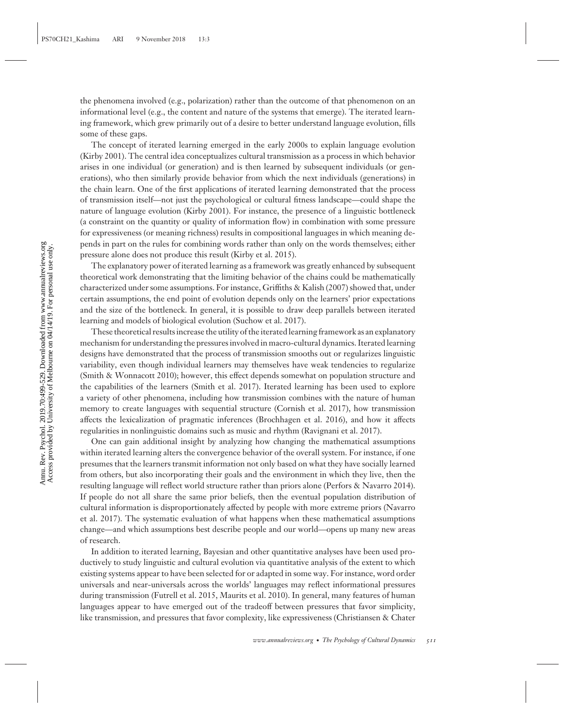the phenomena involved (e.g., polarization) rather than the outcome of that phenomenon on an informational level (e.g., the content and nature of the systems that emerge). The iterated learning framework, which grew primarily out of a desire to better understand language evolution, fills some of these gaps.

The concept of iterated learning emerged in the early 2000s to explain language evolution (Kirby 2001). The central idea conceptualizes cultural transmission as a process in which behavior arises in one individual (or generation) and is then learned by subsequent individuals (or generations), who then similarly provide behavior from which the next individuals (generations) in the chain learn. One of the first applications of iterated learning demonstrated that the process of transmission itself—not just the psychological or cultural fitness landscape—could shape the nature of language evolution (Kirby 2001). For instance, the presence of a linguistic bottleneck (a constraint on the quantity or quality of information flow) in combination with some pressure for expressiveness (or meaning richness) results in compositional languages in which meaning depends in part on the rules for combining words rather than only on the words themselves; either pressure alone does not produce this result (Kirby et al. 2015).

The explanatory power of iterated learning as a framework was greatly enhanced by subsequent theoretical work demonstrating that the limiting behavior of the chains could be mathematically characterized under some assumptions. For instance, Griffiths & Kalish (2007) showed that, under certain assumptions, the end point of evolution depends only on the learners' prior expectations and the size of the bottleneck. In general, it is possible to draw deep parallels between iterated learning and models of biological evolution (Suchow et al. 2017).

These theoretical results increase the utility of the iterated learning framework as an explanatory mechanism for understanding the pressures involved in macro-cultural dynamics. Iterated learning designs have demonstrated that the process of transmission smooths out or regularizes linguistic variability, even though individual learners may themselves have weak tendencies to regularize (Smith & Wonnacott 2010); however, this effect depends somewhat on population structure and the capabilities of the learners (Smith et al. 2017). Iterated learning has been used to explore a variety of other phenomena, including how transmission combines with the nature of human memory to create languages with sequential structure (Cornish et al. 2017), how transmission affects the lexicalization of pragmatic inferences (Brochhagen et al. 2016), and how it affects regularities in nonlinguistic domains such as music and rhythm (Ravignani et al. 2017).

One can gain additional insight by analyzing how changing the mathematical assumptions within iterated learning alters the convergence behavior of the overall system. For instance, if one presumes that the learners transmit information not only based on what they have socially learned from others, but also incorporating their goals and the environment in which they live, then the resulting language will reflect world structure rather than priors alone (Perfors & Navarro 2014). If people do not all share the same prior beliefs, then the eventual population distribution of cultural information is disproportionately affected by people with more extreme priors (Navarro et al. 2017). The systematic evaluation of what happens when these mathematical assumptions change—and which assumptions best describe people and our world—opens up many new areas of research.

In addition to iterated learning, Bayesian and other quantitative analyses have been used productively to study linguistic and cultural evolution via quantitative analysis of the extent to which existing systems appear to have been selected for or adapted in some way. For instance, word order universals and near-universals across the worlds' languages may reflect informational pressures during transmission (Futrell et al. 2015, Maurits et al. 2010). In general, many features of human languages appear to have emerged out of the tradeoff between pressures that favor simplicity, like transmission, and pressures that favor complexity, like expressiveness (Christiansen & Chater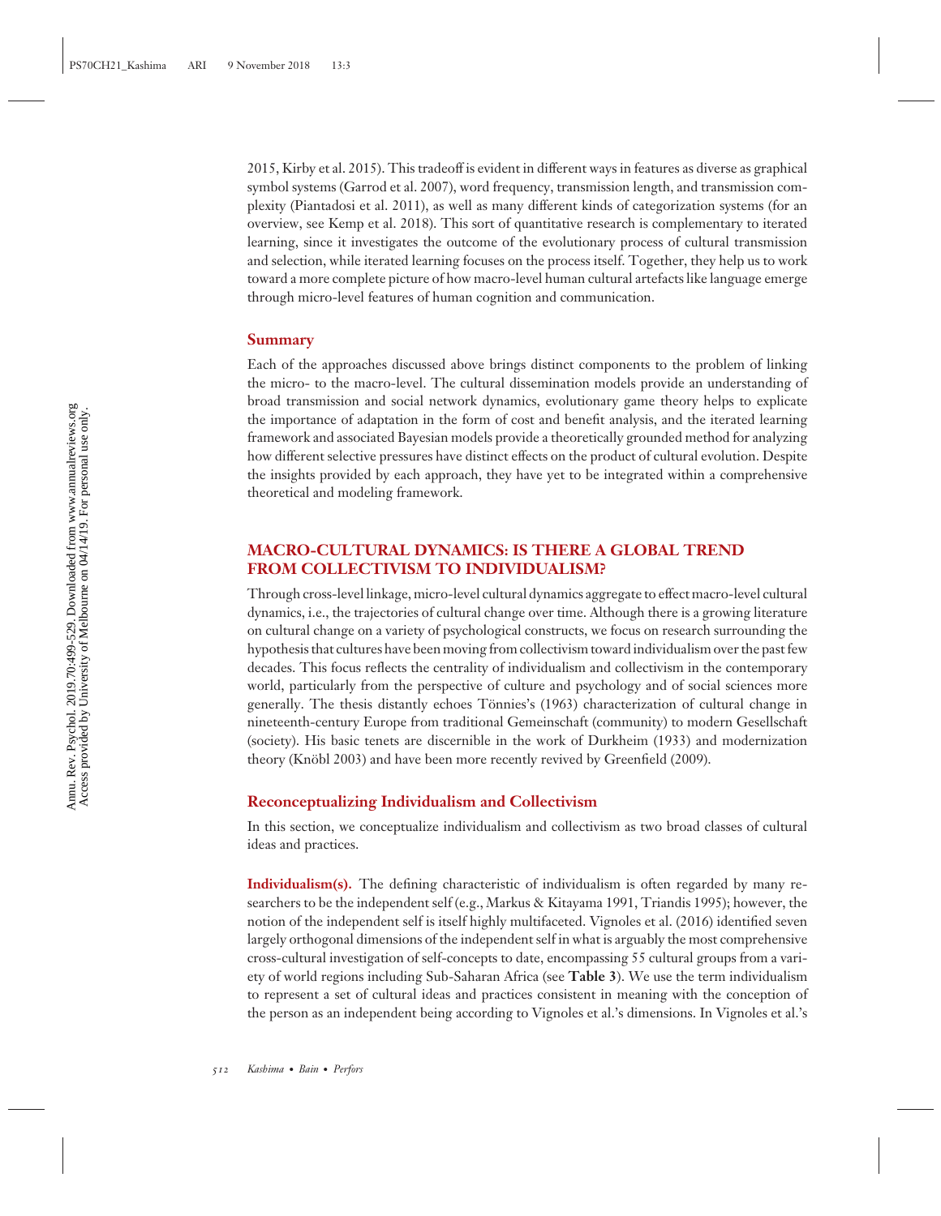2015, Kirby et al. 2015). This tradeoff is evident in different ways in features as diverse as graphical symbol systems (Garrod et al. 2007), word frequency, transmission length, and transmission complexity (Piantadosi et al. 2011), as well as many different kinds of categorization systems (for an overview, see Kemp et al. 2018). This sort of quantitative research is complementary to iterated learning, since it investigates the outcome of the evolutionary process of cultural transmission and selection, while iterated learning focuses on the process itself. Together, they help us to work toward a more complete picture of how macro-level human cultural artefacts like language emerge through micro-level features of human cognition and communication.

### Summary

Each of the approaches discussed above brings distinct components to the problem of linking the micro- to the macro-level. The cultural dissemination models provide an understanding of broad transmission and social network dynamics, evolutionary game theory helps to explicate the importance of adaptation in the form of cost and benefit analysis, and the iterated learning framework and associated Bayesian models provide a theoretically grounded method for analyzing how different selective pressures have distinct effects on the product of cultural evolution. Despite the insights provided by each approach, they have yet to be integrated within a comprehensive theoretical and modeling framework.

## MACRO-CULTURAL DYNAMICS: IS THERE A GLOBAL TREND FROM COLLECTIVISM TO INDIVIDUALISM?

Through cross-level linkage, micro-level cultural dynamics aggregate to effect macro-level cultural dynamics, i.e., the trajectories of cultural change over time. Although there is a growing literature on cultural change on a variety of psychological constructs, we focus on research surrounding the hypothesis that cultures have been moving from collectivism toward individualism over the past few decades. This focus reflects the centrality of individualism and collectivism in the contemporary world, particularly from the perspective of culture and psychology and of social sciences more generally. The thesis distantly echoes Tönnies's (1963) characterization of cultural change in nineteenth-century Europe from traditional Gemeinschaft (community) to modern Gesellschaft (society). His basic tenets are discernible in the work of Durkheim (1933) and modernization theory (Knöbl 2003) and have been more recently revived by Greenfield (2009).

### Reconceptualizing Individualism and Collectivism

In this section, we conceptualize individualism and collectivism as two broad classes of cultural ideas and practices.

**Individualism(s).** The defining characteristic of individualism is often regarded by many researchers to be the independent self (e.g., Markus & Kitayama 1991, Triandis 1995); however, the notion of the independent self is itself highly multifaceted. Vignoles et al. (2016) identified seven largely orthogonal dimensions of the independent self in what is arguably the most comprehensive cross-cultural investigation of self-concepts to date, encompassing 55 cultural groups from a variety of world regions including Sub-Saharan Africa (see **Table 3**). We use the term individualism to represent a set of cultural ideas and practices consistent in meaning with the conception of the person as an independent being according to Vignoles et al.'s dimensions. In Vignoles et al.'s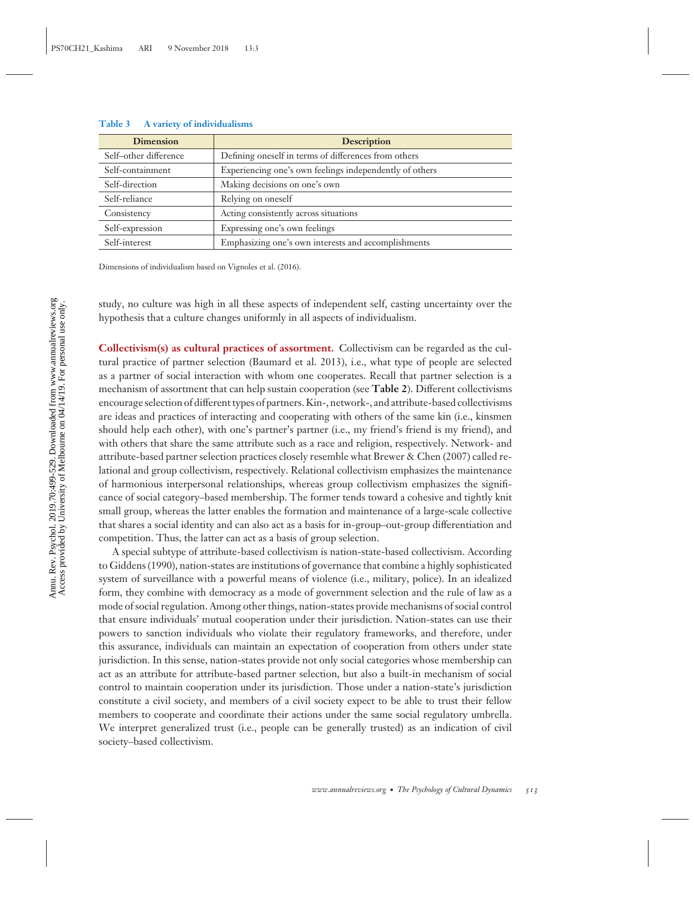**Table 3 A variety of individualisms**

| Dimension | Description |
|---|---|
| Self–other difference | Defining oneself in terms of differences from others |
| Self-containment | Experiencing one's own feelings independently of others |
| Self-direction | Making decisions on one's own |
| Self-reliance | Relying on oneself |
| Consistency | Acting consistently across situations |
| Self-expression | Expressing one's own feelings |
| Self-interest | Emphasizing one's own interests and accomplishments |

Dimensions of individualism based on Vignoles et al. (2016).

study, no culture was high in all these aspects of independent self, casting uncertainty over the hypothesis that a culture changes uniformly in all aspects of individualism.

**Collectivism(s) as cultural practices of assortment.** Collectivism can be regarded as the cultural practice of partner selection (Baumard et al. 2013), i.e., what type of people are selected as a partner of social interaction with whom one cooperates. Recall that partner selection is a mechanism of assortment that can help sustain cooperation (see **Table 2**). Different collectivisms encourage selection of different types of partners. Kin-, network-, and attribute-based collectivisms are ideas and practices of interacting and cooperating with others of the same kin (i.e., kinsmen should help each other), with one's partner's partner (i.e., my friend's friend is my friend), and with others that share the same attribute such as a race and religion, respectively. Network- and attribute-based partner selection practices closely resemble what Brewer & Chen (2007) called relational and group collectivism, respectively. Relational collectivism emphasizes the maintenance of harmonious interpersonal relationships, whereas group collectivism emphasizes the significance of social category–based membership. The former tends toward a cohesive and tightly knit small group, whereas the latter enables the formation and maintenance of a large-scale collective that shares a social identity and can also act as a basis for in-group–out-group differentiation and competition. Thus, the latter can act as a basis of group selection.

A special subtype of attribute-based collectivism is nation-state-based collectivism. According to Giddens (1990), nation-states are institutions of governance that combine a highly sophisticated system of surveillance with a powerful means of violence (i.e., military, police). In an idealized form, they combine with democracy as a mode of government selection and the rule of law as a mode of social regulation. Among other things, nation-states provide mechanisms of social control that ensure individuals' mutual cooperation under their jurisdiction. Nation-states can use their powers to sanction individuals who violate their regulatory frameworks, and therefore, under this assurance, individuals can maintain an expectation of cooperation from others under state jurisdiction. In this sense, nation-states provide not only social categories whose membership can act as an attribute for attribute-based partner selection, but also a built-in mechanism of social control to maintain cooperation under its jurisdiction. Those under a nation-state's jurisdiction constitute a civil society, and members of a civil society expect to be able to trust their fellow members to cooperate and coordinate their actions under the same social regulatory umbrella. We interpret generalized trust (i.e., people can be generally trusted) as an indication of civil society–based collectivism.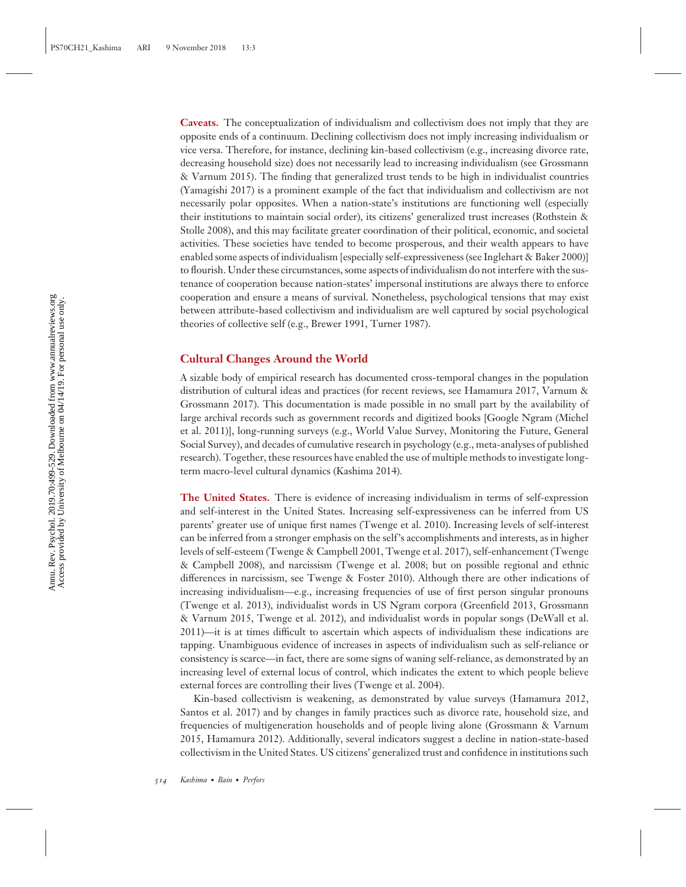**Caveats.** The conceptualization of individualism and collectivism does not imply that they are opposite ends of a continuum. Declining collectivism does not imply increasing individualism or vice versa. Therefore, for instance, declining kin-based collectivism (e.g., increasing divorce rate, decreasing household size) does not necessarily lead to increasing individualism (see Grossmann & Varnum 2015). The finding that generalized trust tends to be high in individualist countries (Yamagishi 2017) is a prominent example of the fact that individualism and collectivism are not necessarily polar opposites. When a nation-state's institutions are functioning well (especially their institutions to maintain social order), its citizens' generalized trust increases (Rothstein & Stolle 2008), and this may facilitate greater coordination of their political, economic, and societal activities. These societies have tended to become prosperous, and their wealth appears to have enabled some aspects of individualism [especially self-expressiveness (see Inglehart & Baker 2000)] to flourish. Under these circumstances, some aspects of individualism do not interfere with the sustenance of cooperation because nation-states' impersonal institutions are always there to enforce cooperation and ensure a means of survival. Nonetheless, psychological tensions that may exist between attribute-based collectivism and individualism are well captured by social psychological theories of collective self (e.g., Brewer 1991, Turner 1987).

## Cultural Changes Around the World

A sizable body of empirical research has documented cross-temporal changes in the population distribution of cultural ideas and practices (for recent reviews, see Hamamura 2017, Varnum & Grossmann 2017). This documentation is made possible in no small part by the availability of large archival records such as government records and digitized books [Google Ngram (Michel et al. 2011)], long-running surveys (e.g., World Value Survey, Monitoring the Future, General Social Survey), and decades of cumulative research in psychology (e.g., meta-analyses of published research). Together, these resources have enabled the use of multiple methods to investigate long-term macro-level cultural dynamics (Kashima 2014).

**The United States.** There is evidence of increasing individualism in terms of self-expression and self-interest in the United States. Increasing self-expressiveness can be inferred from US parents' greater use of unique first names (Twenge et al. 2010). Increasing levels of self-interest can be inferred from a stronger emphasis on the self's accomplishments and interests, as in higher levels of self-esteem (Twenge & Campbell 2001, Twenge et al. 2017), self-enhancement (Twenge & Campbell 2008), and narcissism (Twenge et al. 2008; but on possible regional and ethnic differences in narcissism, see Twenge & Foster 2010). Although there are other indications of increasing individualism—e.g., increasing frequencies of use of first person singular pronouns (Twenge et al. 2013), individualist words in US Ngram corpora (Greenfield 2013, Grossmann & Varnum 2015, Twenge et al. 2012), and individualist words in popular songs (DeWall et al. 2011)—it is at times difficult to ascertain which aspects of individualism these indications are tapping. Unambiguous evidence of increases in aspects of individualism such as self-reliance or consistency is scarce—in fact, there are some signs of waning self-reliance, as demonstrated by an increasing level of external locus of control, which indicates the extent to which people believe external forces are controlling their lives (Twenge et al. 2004).

Kin-based collectivism is weakening, as demonstrated by value surveys (Hamamura 2012, Santos et al. 2017) and by changes in family practices such as divorce rate, household size, and frequencies of multigeneration households and of people living alone (Grossmann & Varnum 2015, Hamamura 2012). Additionally, several indicators suggest a decline in nation-state-based collectivism in the United States. US citizens' generalized trust and confidence in institutions such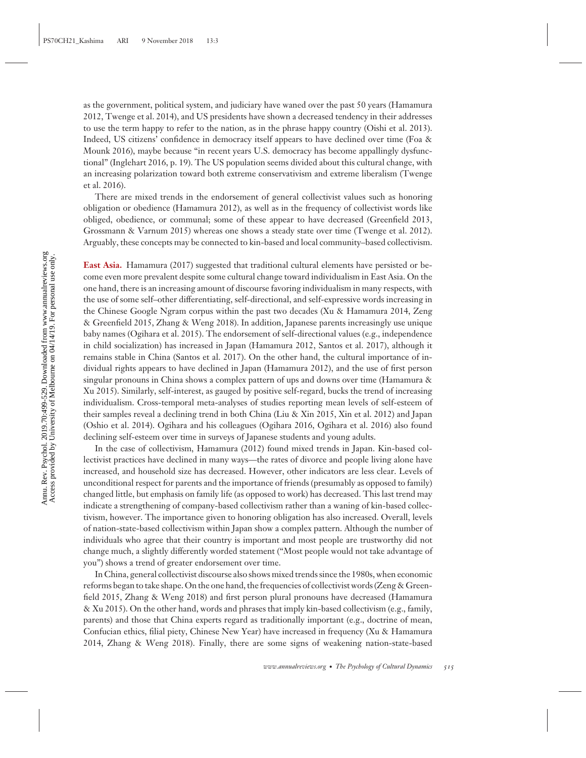as the government, political system, and judiciary have waned over the past 50 years (Hamamura 2012, Twenge et al. 2014), and US presidents have shown a decreased tendency in their addresses to use the term happy to refer to the nation, as in the phrase happy country (Oishi et al. 2013). Indeed, US citizens' confidence in democracy itself appears to have declined over time (Foa & Mounk 2016), maybe because "in recent years U.S. democracy has become appallingly dysfunctional" (Inglehart 2016, p. 19). The US population seems divided about this cultural change, with an increasing polarization toward both extreme conservativism and extreme liberalism (Twenge et al. 2016).

There are mixed trends in the endorsement of general collectivist values such as honoring obligation or obedience (Hamamura 2012), as well as in the frequency of collectivist words like obliged, obedience, or communal; some of these appear to have decreased (Greenfield 2013, Grossmann & Varnum 2015) whereas one shows a steady state over time (Twenge et al. 2012). Arguably, these concepts may be connected to kin-based and local community–based collectivism.

**East Asia.** Hamamura (2017) suggested that traditional cultural elements have persisted or become even more prevalent despite some cultural change toward individualism in East Asia. On the one hand, there is an increasing amount of discourse favoring individualism in many respects, with the use of some self–other differentiating, self-directional, and self-expressive words increasing in the Chinese Google Ngram corpus within the past two decades (Xu & Hamamura 2014, Zeng & Greenfield 2015, Zhang & Weng 2018). In addition, Japanese parents increasingly use unique baby names (Ogihara et al. 2015). The endorsement of self-directional values (e.g., independence in child socialization) has increased in Japan (Hamamura 2012, Santos et al. 2017), although it remains stable in China (Santos et al. 2017). On the other hand, the cultural importance of individual rights appears to have declined in Japan (Hamamura 2012), and the use of first person singular pronouns in China shows a complex pattern of ups and downs over time (Hamamura & Xu 2015). Similarly, self-interest, as gauged by positive self-regard, bucks the trend of increasing individualism. Cross-temporal meta-analyses of studies reporting mean levels of self-esteem of their samples reveal a declining trend in both China (Liu & Xin 2015, Xin et al. 2012) and Japan (Oshio et al. 2014). Ogihara and his colleagues (Ogihara 2016, Ogihara et al. 2016) also found declining self-esteem over time in surveys of Japanese students and young adults.

In the case of collectivism, Hamamura (2012) found mixed trends in Japan. Kin-based collectivist practices have declined in many ways—the rates of divorce and people living alone have increased, and household size has decreased. However, other indicators are less clear. Levels of unconditional respect for parents and the importance of friends (presumably as opposed to family) changed little, but emphasis on family life (as opposed to work) has decreased. This last trend may indicate a strengthening of company-based collectivism rather than a waning of kin-based collectivism, however. The importance given to honoring obligation has also increased. Overall, levels of nation-state-based collectivism within Japan show a complex pattern. Although the number of individuals who agree that their country is important and most people are trustworthy did not change much, a slightly differently worded statement ("Most people would not take advantage of you") shows a trend of greater endorsement over time.

In China, general collectivist discourse also shows mixed trends since the 1980s, when economic reforms began to take shape. On the one hand, the frequencies of collectivist words (Zeng & Greenfield 2015, Zhang & Weng 2018) and first person plural pronouns have decreased (Hamamura & Xu 2015). On the other hand, words and phrases that imply kin-based collectivism (e.g., family, parents) and those that China experts regard as traditionally important (e.g., doctrine of mean, Confucian ethics, filial piety, Chinese New Year) have increased in frequency (Xu & Hamamura 2014, Zhang & Weng 2018). Finally, there are some signs of weakening nation-state-based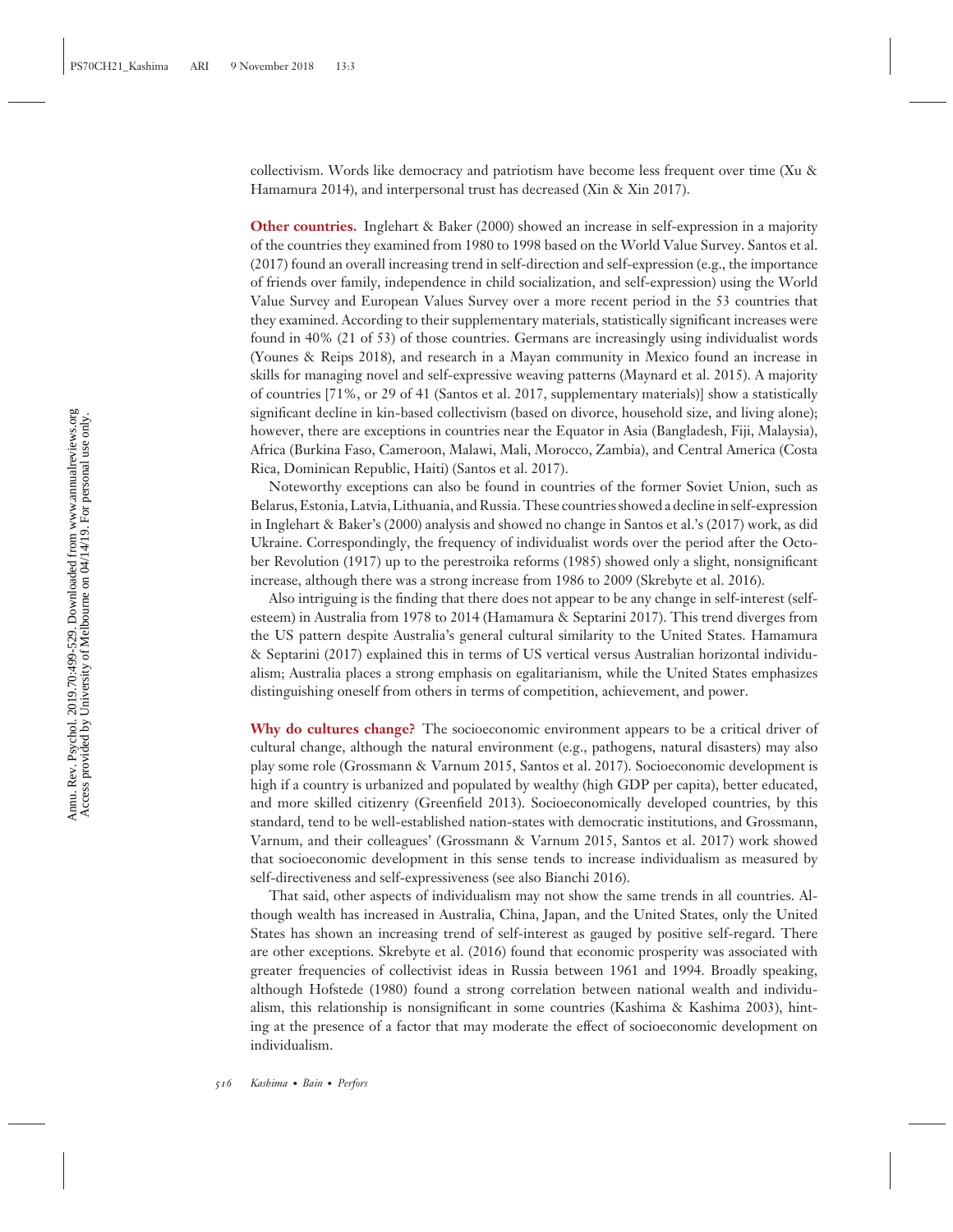collectivism. Words like democracy and patriotism have become less frequent over time (Xu & Hamamura 2014), and interpersonal trust has decreased (Xin & Xin 2017).

**Other countries.** Inglehart & Baker (2000) showed an increase in self-expression in a majority of the countries they examined from 1980 to 1998 based on the World Value Survey. Santos et al. (2017) found an overall increasing trend in self-direction and self-expression (e.g., the importance of friends over family, independence in child socialization, and self-expression) using the World Value Survey and European Values Survey over a more recent period in the 53 countries that they examined. According to their supplementary materials, statistically significant increases were found in 40% (21 of 53) of those countries. Germans are increasingly using individualist words (Younes & Reips 2018), and research in a Mayan community in Mexico found an increase in skills for managing novel and self-expressive weaving patterns (Maynard et al. 2015). A majority of countries [71%, or 29 of 41 (Santos et al. 2017, supplementary materials)] show a statistically significant decline in kin-based collectivism (based on divorce, household size, and living alone); however, there are exceptions in countries near the Equator in Asia (Bangladesh, Fiji, Malaysia), Africa (Burkina Faso, Cameroon, Malawi, Mali, Morocco, Zambia), and Central America (Costa Rica, Dominican Republic, Haiti) (Santos et al. 2017).

Noteworthy exceptions can also be found in countries of the former Soviet Union, such as Belarus, Estonia, Latvia, Lithuania, and Russia. These countries showed a decline in self-expression in Inglehart & Baker's (2000) analysis and showed no change in Santos et al.'s (2017) work, as did Ukraine. Correspondingly, the frequency of individualist words over the period after the October Revolution (1917) up to the perestroika reforms (1985) showed only a slight, nonsignificant increase, although there was a strong increase from 1986 to 2009 (Skrebyte et al. 2016).

Also intriguing is the finding that there does not appear to be any change in self-interest (self-esteem) in Australia from 1978 to 2014 (Hamamura & Septarini 2017). This trend diverges from the US pattern despite Australia's general cultural similarity to the United States. Hamamura & Septarini (2017) explained this in terms of US vertical versus Australian horizontal individualism; Australia places a strong emphasis on egalitarianism, while the United States emphasizes distinguishing oneself from others in terms of competition, achievement, and power.

**Why do cultures change?** The socioeconomic environment appears to be a critical driver of cultural change, although the natural environment (e.g., pathogens, natural disasters) may also play some role (Grossmann & Varnum 2015, Santos et al. 2017). Socioeconomic development is high if a country is urbanized and populated by wealthy (high GDP per capita), better educated, and more skilled citizenry (Greenfield 2013). Socioeconomically developed countries, by this standard, tend to be well-established nation-states with democratic institutions, and Grossmann, Varnum, and their colleagues' (Grossmann & Varnum 2015, Santos et al. 2017) work showed that socioeconomic development in this sense tends to increase individualism as measured by self-directiveness and self-expressiveness (see also Bianchi 2016).

That said, other aspects of individualism may not show the same trends in all countries. Although wealth has increased in Australia, China, Japan, and the United States, only the United States has shown an increasing trend of self-interest as gauged by positive self-regard. There are other exceptions. Skrebyte et al. (2016) found that economic prosperity was associated with greater frequencies of collectivist ideas in Russia between 1961 and 1994. Broadly speaking, although Hofstede (1980) found a strong correlation between national wealth and individualism, this relationship is nonsignificant in some countries (Kashima & Kashima 2003), hinting at the presence of a factor that may moderate the effect of socioeconomic development on individualism.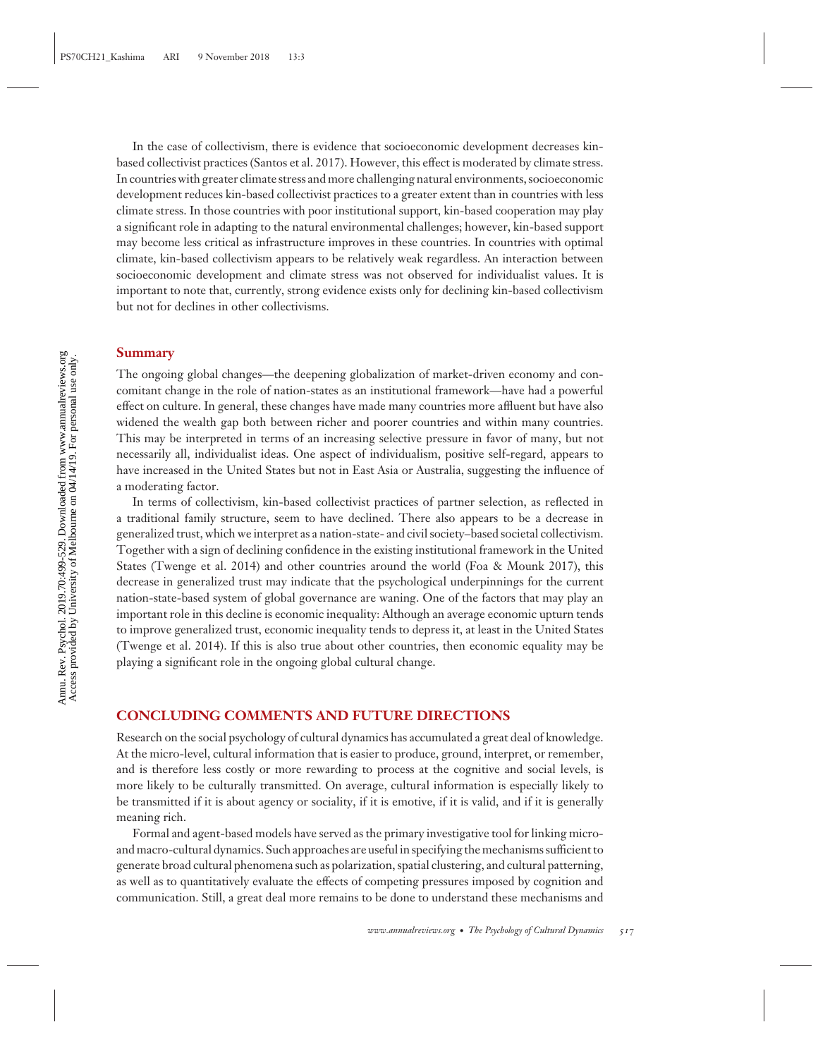In the case of collectivism, there is evidence that socioeconomic development decreases kin-based collectivist practices (Santos et al. 2017). However, this effect is moderated by climate stress. In countries with greater climate stress and more challenging natural environments, socioeconomic development reduces kin-based collectivist practices to a greater extent than in countries with less climate stress. In those countries with poor institutional support, kin-based cooperation may play a significant role in adapting to the natural environmental challenges; however, kin-based support may become less critical as infrastructure improves in these countries. In countries with optimal climate, kin-based collectivism appears to be relatively weak regardless. An interaction between socioeconomic development and climate stress was not observed for individualist values. It is important to note that, currently, strong evidence exists only for declining kin-based collectivism but not for declines in other collectivisms.

### Summary

The ongoing global changes—the deepening globalization of market-driven economy and concomitant change in the role of nation-states as an institutional framework—have had a powerful effect on culture. In general, these changes have made many countries more affluent but have also widened the wealth gap both between richer and poorer countries and within many countries. This may be interpreted in terms of an increasing selective pressure in favor of many, but not necessarily all, individualist ideas. One aspect of individualism, positive self-regard, appears to have increased in the United States but not in East Asia or Australia, suggesting the influence of a moderating factor.

In terms of collectivism, kin-based collectivist practices of partner selection, as reflected in a traditional family structure, seem to have declined. There also appears to be a decrease in generalized trust, which we interpret as a nation-state- and civil society–based societal collectivism. Together with a sign of declining confidence in the existing institutional framework in the United States (Twenge et al. 2014) and other countries around the world (Foa & Mounk 2017), this decrease in generalized trust may indicate that the psychological underpinnings for the current nation-state-based system of global governance are waning. One of the factors that may play an important role in this decline is economic inequality: Although an average economic upturn tends to improve generalized trust, economic inequality tends to depress it, at least in the United States (Twenge et al. 2014). If this is also true about other countries, then economic equality may be playing a significant role in the ongoing global cultural change.

## CONCLUDING COMMENTS AND FUTURE DIRECTIONS

Research on the social psychology of cultural dynamics has accumulated a great deal of knowledge. At the micro-level, cultural information that is easier to produce, ground, interpret, or remember, and is therefore less costly or more rewarding to process at the cognitive and social levels, is more likely to be culturally transmitted. On average, cultural information is especially likely to be transmitted if it is about agency or sociality, if it is emotive, if it is valid, and if it is generally meaning rich.

Formal and agent-based models have served as the primary investigative tool for linking micro- and macro-cultural dynamics. Such approaches are useful in specifying the mechanisms sufficient to generate broad cultural phenomena such as polarization, spatial clustering, and cultural patterning, as well as to quantitatively evaluate the effects of competing pressures imposed by cognition and communication. Still, a great deal more remains to be done to understand these mechanisms and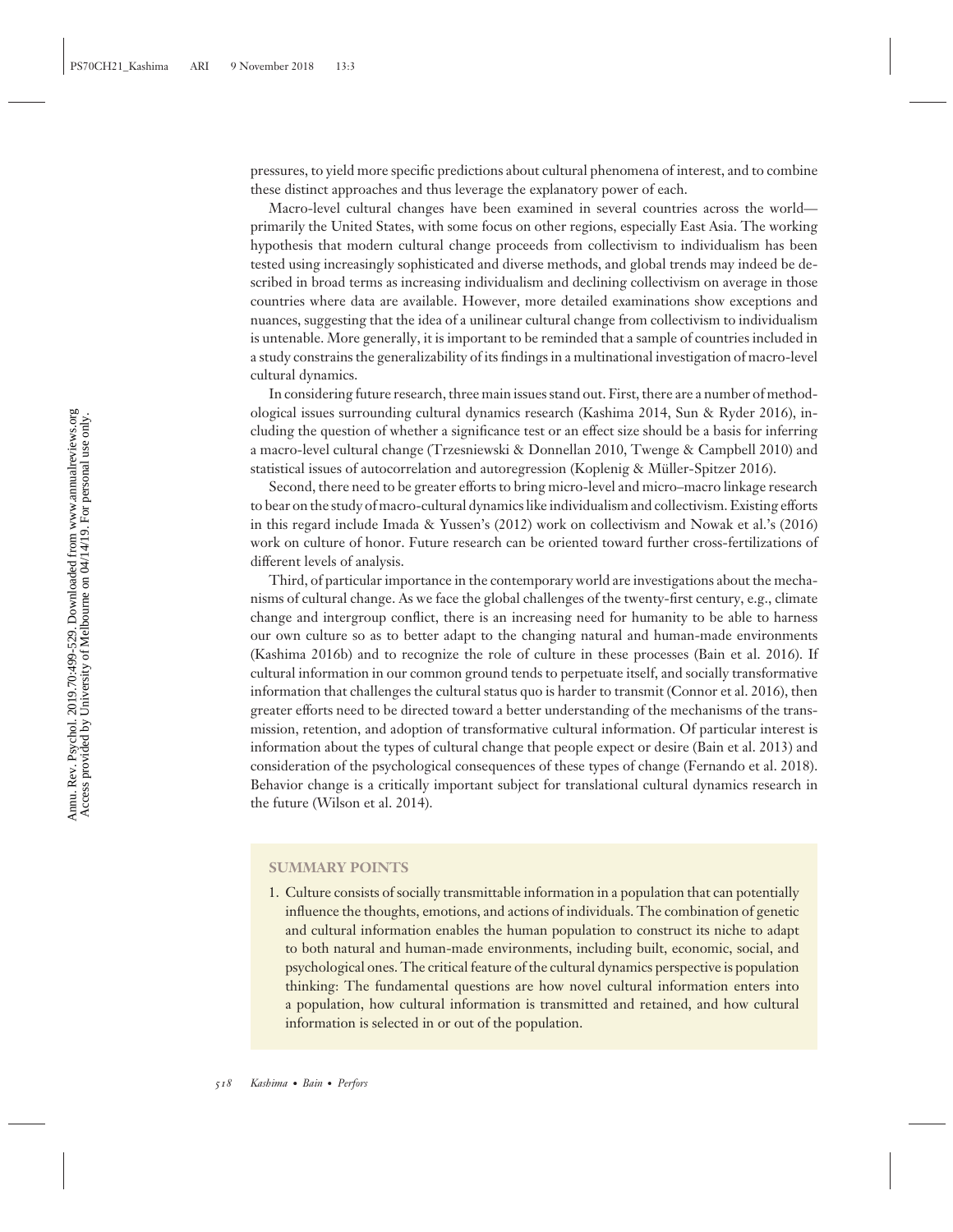pressures, to yield more specific predictions about cultural phenomena of interest, and to combine these distinct approaches and thus leverage the explanatory power of each.

Macro-level cultural changes have been examined in several countries across the world—primarily the United States, with some focus on other regions, especially East Asia. The working hypothesis that modern cultural change proceeds from collectivism to individualism has been tested using increasingly sophisticated and diverse methods, and global trends may indeed be described in broad terms as increasing individualism and declining collectivism on average in those countries where data are available. However, more detailed examinations show exceptions and nuances, suggesting that the idea of a unilinear cultural change from collectivism to individualism is untenable. More generally, it is important to be reminded that a sample of countries included in a study constrains the generalizability of its findings in a multinational investigation of macro-level cultural dynamics.

In considering future research, three main issues stand out. First, there are a number of methodological issues surrounding cultural dynamics research (Kashima 2014, Sun & Ryder 2016), including the question of whether a significance test or an effect size should be a basis for inferring a macro-level cultural change (Trzesniewski & Donnellan 2010, Twenge & Campbell 2010) and statistical issues of autocorrelation and autoregression (Koplenig & Müller-Spitzer 2016).

Second, there need to be greater efforts to bring micro-level and micro–macro linkage research to bear on the study of macro-cultural dynamics like individualism and collectivism. Existing efforts in this regard include Imada & Yussen's (2012) work on collectivism and Nowak et al.'s (2016) work on culture of honor. Future research can be oriented toward further cross-fertilizations of different levels of analysis.

Third, of particular importance in the contemporary world are investigations about the mechanisms of cultural change. As we face the global challenges of the twenty-first century, e.g., climate change and intergroup conflict, there is an increasing need for humanity to be able to harness our own culture so as to better adapt to the changing natural and human-made environments (Kashima 2016b) and to recognize the role of culture in these processes (Bain et al. 2016). If cultural information in our common ground tends to perpetuate itself, and socially transformative information that challenges the cultural status quo is harder to transmit (Connor et al. 2016), then greater efforts need to be directed toward a better understanding of the mechanisms of the transmission, retention, and adoption of transformative cultural information. Of particular interest is information about the types of cultural change that people expect or desire (Bain et al. 2013) and consideration of the psychological consequences of these types of change (Fernando et al. 2018). Behavior change is a critically important subject for translational cultural dynamics research in the future (Wilson et al. 2014).

## SUMMARY POINTS

1. Culture consists of socially transmittable information in a population that can potentially influence the thoughts, emotions, and actions of individuals. The combination of genetic and cultural information enables the human population to construct its niche to adapt to both natural and human-made environments, including built, economic, social, and psychological ones. The critical feature of the cultural dynamics perspective is population thinking: The fundamental questions are how novel cultural information enters into a population, how cultural information is transmitted and retained, and how cultural information is selected in or out of the population.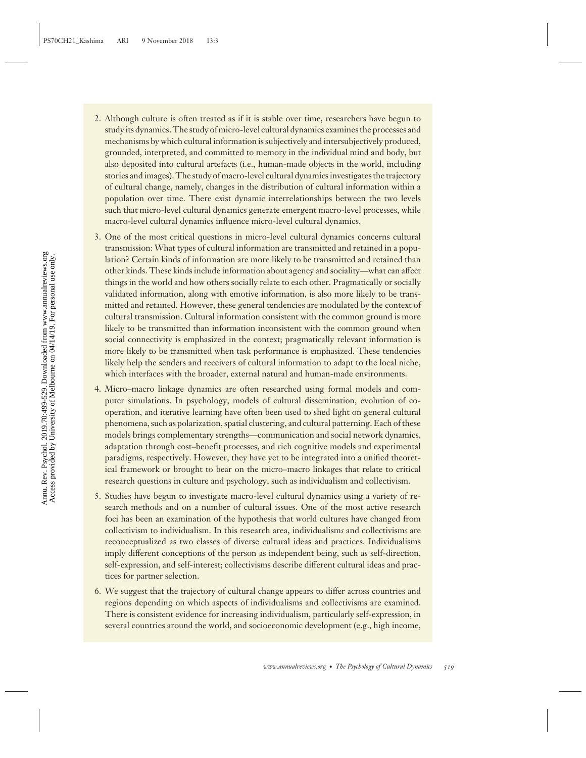2. Although culture is often treated as if it is stable over time, researchers have begun to study its dynamics. The study of micro-level cultural dynamics examines the processes and mechanisms by which cultural information is subjectively and intersubjectively produced, grounded, interpreted, and committed to memory in the individual mind and body, but also deposited into cultural artefacts (i.e., human-made objects in the world, including stories and images). The study of macro-level cultural dynamics investigates the trajectory of cultural change, namely, changes in the distribution of cultural information within a population over time. There exist dynamic interrelationships between the two levels such that micro-level cultural dynamics generate emergent macro-level processes, while macro-level cultural dynamics influence micro-level cultural dynamics.

3. One of the most critical questions in micro-level cultural dynamics concerns cultural transmission: What types of cultural information are transmitted and retained in a population? Certain kinds of information are more likely to be transmitted and retained than other kinds. These kinds include information about agency and sociality—what can affect things in the world and how others socially relate to each other. Pragmatically or socially validated information, along with emotive information, is also more likely to be transmitted and retained. However, these general tendencies are modulated by the context of cultural transmission. Cultural information consistent with the common ground is more likely to be transmitted than information inconsistent with the common ground when social connectivity is emphasized in the context; pragmatically relevant information is more likely to be transmitted when task performance is emphasized. These tendencies likely help the senders and receivers of cultural information to adapt to the local niche, which interfaces with the broader, external natural and human-made environments.

4. Micro–macro linkage dynamics are often researched using formal models and computer simulations. In psychology, models of cultural dissemination, evolution of cooperation, and iterative learning have often been used to shed light on general cultural phenomena, such as polarization, spatial clustering, and cultural patterning. Each of these models brings complementary strengths—communication and social network dynamics, adaptation through cost–benefit processes, and rich cognitive models and experimental paradigms, respectively. However, they have yet to be integrated into a unified theoretical framework or brought to bear on the micro–macro linkages that relate to critical research questions in culture and psychology, such as individualism and collectivism.

5. Studies have begun to investigate macro-level cultural dynamics using a variety of research methods and on a number of cultural issues. One of the most active research foci has been an examination of the hypothesis that world cultures have changed from collectivism to individualism. In this research area, individualism*s* and collectivism*s* are reconceptualized as two classes of diverse cultural ideas and practices. Individualisms imply different conceptions of the person as independent being, such as self-direction, self-expression, and self-interest; collectivisms describe different cultural ideas and practices for partner selection.

6. We suggest that the trajectory of cultural change appears to differ across countries and regions depending on which aspects of individualisms and collectivisms are examined. There is consistent evidence for increasing individualism, particularly self-expression, in several countries around the world, and socioeconomic development (e.g., high income,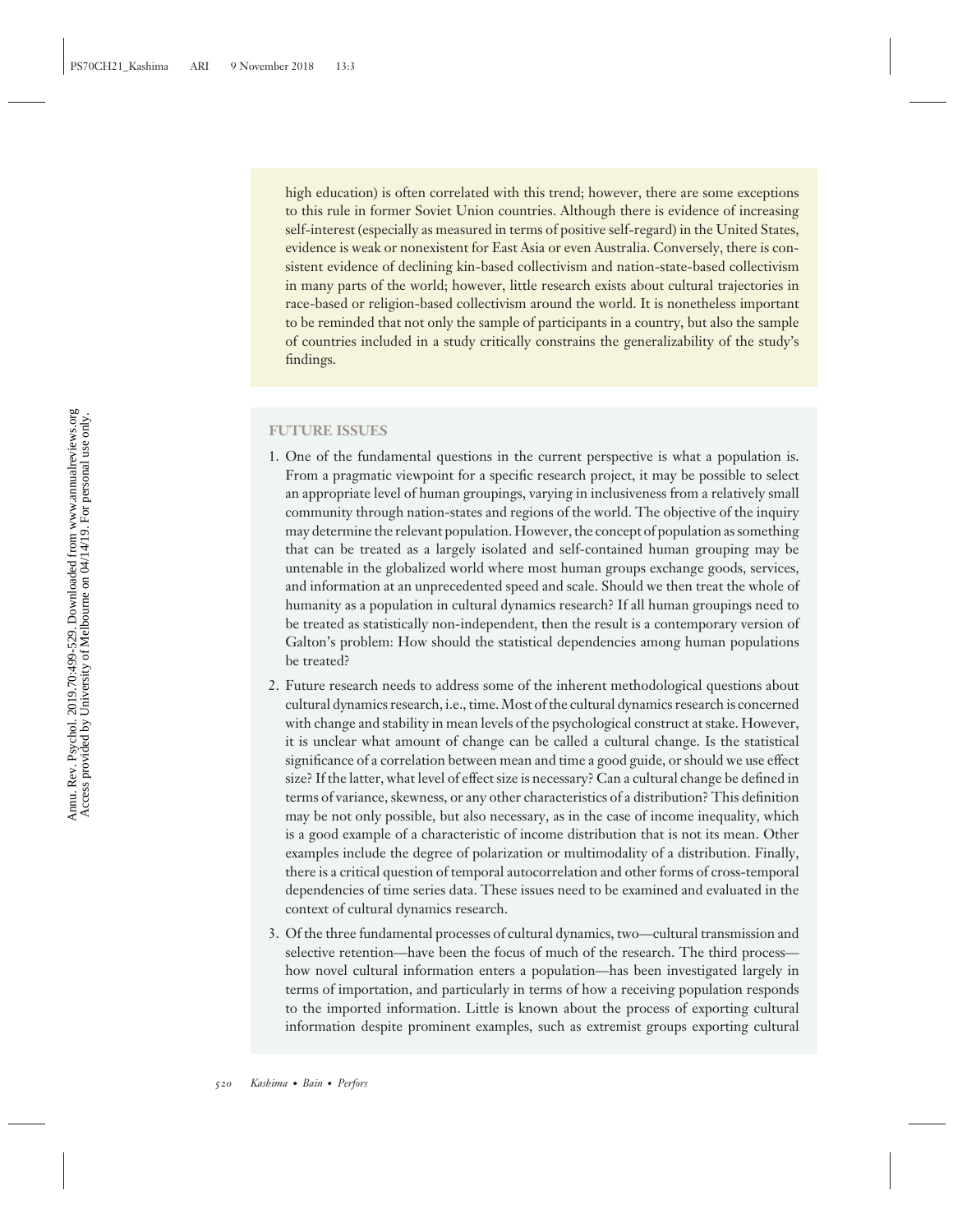high education) is often correlated with this trend; however, there are some exceptions to this rule in former Soviet Union countries. Although there is evidence of increasing self-interest (especially as measured in terms of positive self-regard) in the United States, evidence is weak or nonexistent for East Asia or even Australia. Conversely, there is consistent evidence of declining kin-based collectivism and nation-state-based collectivism in many parts of the world; however, little research exists about cultural trajectories in race-based or religion-based collectivism around the world. It is nonetheless important to be reminded that not only the sample of participants in a country, but also the sample of countries included in a study critically constrains the generalizability of the study's findings.

## FUTURE ISSUES

1. One of the fundamental questions in the current perspective is what a population is. From a pragmatic viewpoint for a specific research project, it may be possible to select an appropriate level of human groupings, varying in inclusiveness from a relatively small community through nation-states and regions of the world. The objective of the inquiry may determine the relevant population. However, the concept of population as something that can be treated as a largely isolated and self-contained human grouping may be untenable in the globalized world where most human groups exchange goods, services, and information at an unprecedented speed and scale. Should we then treat the whole of humanity as a population in cultural dynamics research? If all human groupings need to be treated as statistically non-independent, then the result is a contemporary version of Galton's problem: How should the statistical dependencies among human populations be treated?
2. Future research needs to address some of the inherent methodological questions about cultural dynamics research, i.e., time. Most of the cultural dynamics research is concerned with change and stability in mean levels of the psychological construct at stake. However, it is unclear what amount of change can be called a cultural change. Is the statistical significance of a correlation between mean and time a good guide, or should we use effect size? If the latter, what level of effect size is necessary? Can a cultural change be defined in terms of variance, skewness, or any other characteristics of a distribution? This definition may be not only possible, but also necessary, as in the case of income inequality, which is a good example of a characteristic of income distribution that is not its mean. Other examples include the degree of polarization or multimodality of a distribution. Finally, there is a critical question of temporal autocorrelation and other forms of cross-temporal dependencies of time series data. These issues need to be examined and evaluated in the context of cultural dynamics research.
3. Of the three fundamental processes of cultural dynamics, two—cultural transmission and selective retention—have been the focus of much of the research. The third process—how novel cultural information enters a population—has been investigated largely in terms of importation, and particularly in terms of how a receiving population responds to the imported information. Little is known about the process of exporting cultural information despite prominent examples, such as extremist groups exporting cultural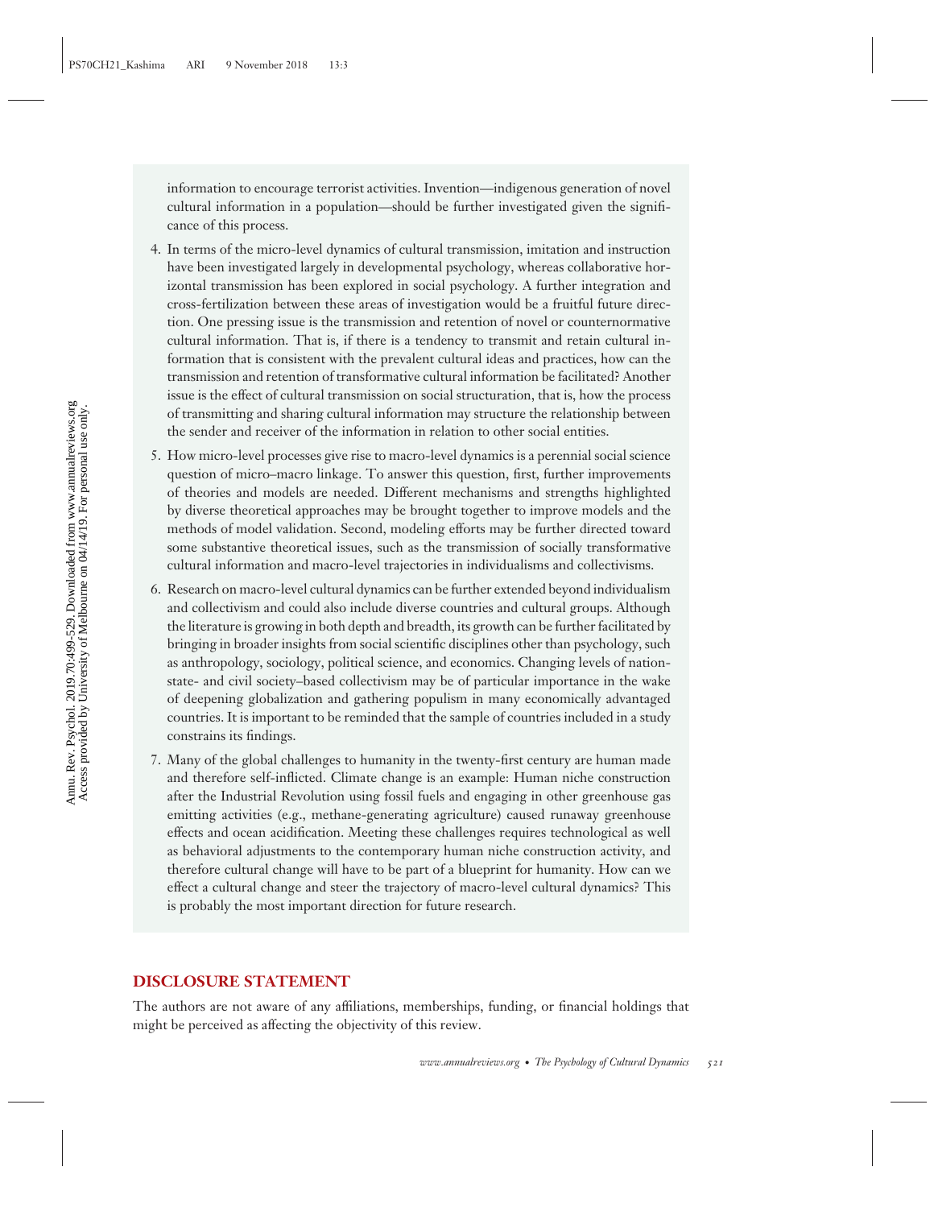information to encourage terrorist activities. Invention—indigenous generation of novel cultural information in a population—should be further investigated given the significance of this process.

4. In terms of the micro-level dynamics of cultural transmission, imitation and instruction have been investigated largely in developmental psychology, whereas collaborative horizontal transmission has been explored in social psychology. A further integration and cross-fertilization between these areas of investigation would be a fruitful future direction. One pressing issue is the transmission and retention of novel or counternormative cultural information. That is, if there is a tendency to transmit and retain cultural information that is consistent with the prevalent cultural ideas and practices, how can the transmission and retention of transformative cultural information be facilitated? Another issue is the effect of cultural transmission on social structuration, that is, how the process of transmitting and sharing cultural information may structure the relationship between the sender and receiver of the information in relation to other social entities.
5. How micro-level processes give rise to macro-level dynamics is a perennial social science question of micro–macro linkage. To answer this question, first, further improvements of theories and models are needed. Different mechanisms and strengths highlighted by diverse theoretical approaches may be brought together to improve models and the methods of model validation. Second, modeling efforts may be further directed toward some substantive theoretical issues, such as the transmission of socially transformative cultural information and macro-level trajectories in individualisms and collectivisms.
6. Research on macro-level cultural dynamics can be further extended beyond individualism and collectivism and could also include diverse countries and cultural groups. Although the literature is growing in both depth and breadth, its growth can be further facilitated by bringing in broader insights from social scientific disciplines other than psychology, such as anthropology, sociology, political science, and economics. Changing levels of nation-state- and civil society–based collectivism may be of particular importance in the wake of deepening globalization and gathering populism in many economically advantaged countries. It is important to be reminded that the sample of countries included in a study constrains its findings.
7. Many of the global challenges to humanity in the twenty-first century are human made and therefore self-inflicted. Climate change is an example: Human niche construction after the Industrial Revolution using fossil fuels and engaging in other greenhouse gas emitting activities (e.g., methane-generating agriculture) caused runaway greenhouse effects and ocean acidification. Meeting these challenges requires technological as well as behavioral adjustments to the contemporary human niche construction activity, and therefore cultural change will have to be part of a blueprint for humanity. How can we effect a cultural change and steer the trajectory of macro-level cultural dynamics? This is probably the most important direction for future research.

## DISCLOSURE STATEMENT

The authors are not aware of any affiliations, memberships, funding, or financial holdings that might be perceived as affecting the objectivity of this review.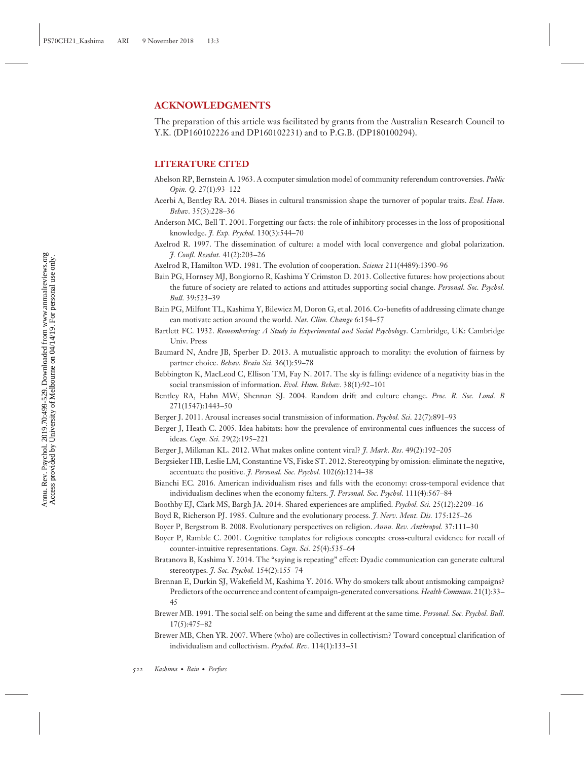## ACKNOWLEDGMENTS

The preparation of this article was facilitated by grants from the Australian Research Council to Y.K. (DP160102226 and DP160102231) and to P.G.B. (DP180100294).

## LITERATURE CITED

Abelson RP, Bernstein A. 1963. A computer simulation model of community referendum controversies. *Public Opin. Q.* 27(1):93–122

Acerbi A, Bentley RA. 2014. Biases in cultural transmission shape the turnover of popular traits. *Evol. Hum. Behav.* 35(3):228–36

Anderson MC, Bell T. 2001. Forgetting our facts: the role of inhibitory processes in the loss of propositional knowledge. *J. Exp. Psychol.* 130(3):544–70

Axelrod R. 1997. The dissemination of culture: a model with local convergence and global polarization. *J. Confl. Resolut.* 41(2):203–26

Axelrod R, Hamilton WD. 1981. The evolution of cooperation. *Science* 211(4489):1390–96

Bain PG, Hornsey MJ, Bongiorno R, Kashima Y Crimston D. 2013. Collective futures: how projections about the future of society are related to actions and attitudes supporting social change. *Personal. Soc. Psychol. Bull.* 39:523–39

Bain PG, Milfont TL, Kashima Y, Bilewicz M, Doron G, et al. 2016. Co-benefits of addressing climate change can motivate action around the world. *Nat. Clim. Change* 6:154–57

Bartlett FC. 1932. *Remembering: A Study in Experimental and Social Psychology*. Cambridge, UK: Cambridge Univ. Press

Baumard N, Andre JB, Sperber D. 2013. A mutualistic approach to morality: the evolution of fairness by partner choice. *Behav. Brain Sci.* 36(1):59–78

Bebbington K, MacLeod C, Ellison TM, Fay N. 2017. The sky is falling: evidence of a negativity bias in the social transmission of information. *Evol. Hum. Behav.* 38(1):92–101

Bentley RA, Hahn MW, Shennan SJ. 2004. Random drift and culture change. *Proc. R. Soc. Lond. B* 271(1547):1443–50

Berger J. 2011. Arousal increases social transmission of information. *Psychol. Sci.* 22(7):891–93

Berger J, Heath C. 2005. Idea habitats: how the prevalence of environmental cues influences the success of ideas. *Cogn. Sci.* 29(2):195–221

Berger J, Milkman KL. 2012. What makes online content viral? *J. Mark. Res.* 49(2):192–205

Bergsieker HB, Leslie LM, Constantine VS, Fiske ST. 2012. Stereotyping by omission: eliminate the negative, accentuate the positive. *J. Personal. Soc. Psychol.* 102(6):1214–38

Bianchi EC. 2016. American individualism rises and falls with the economy: cross-temporal evidence that individualism declines when the economy falters. *J. Personal. Soc. Psychol.* 111(4):567–84

Boothby EJ, Clark MS, Bargh JA. 2014. Shared experiences are amplified. *Psychol. Sci.* 25(12):2209–16

Boyd R, Richerson PJ. 1985. Culture and the evolutionary process. *J. Nerv. Ment. Dis.* 175:125–26

Boyer P, Bergstrom B. 2008. Evolutionary perspectives on religion. *Annu. Rev. Anthropol.* 37:111–30

Boyer P, Ramble C. 2001. Cognitive templates for religious concepts: cross-cultural evidence for recall of counter-intuitive representations. *Cogn. Sci.* 25(4):535–64

Bratanova B, Kashima Y. 2014. The "saying is repeating" effect: Dyadic communication can generate cultural stereotypes. *J. Soc. Psychol.* 154(2):155–74

Brennan E, Durkin SJ, Wakefield M, Kashima Y. 2016. Why do smokers talk about antismoking campaigns? Predictors of the occurrence and content of campaign-generated conversations. *Health Commun.* 21(1):33–45

Brewer MB. 1991. The social self: on being the same and different at the same time. *Personal. Soc. Psychol. Bull.* 17(5):475–82

Brewer MB, Chen YR. 2007. Where (who) are collectives in collectivism? Toward conceptual clarification of individualism and collectivism. *Psychol. Rev.* 114(1):133–51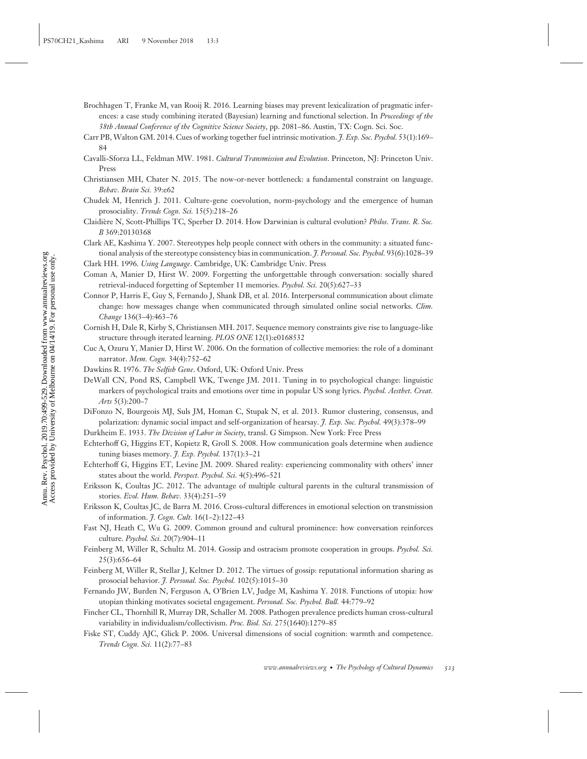Brochhagen T, Franke M, van Rooij R. 2016. Learning biases may prevent lexicalization of pragmatic inferences: a case study combining iterated (Bayesian) learning and functional selection. In *Proceedings of the 38th Annual Conference of the Cognitive Science Society*, pp. 2081–86. Austin, TX: Cogn. Sci. Soc.

Carr PB, Walton GM. 2014. Cues of working together fuel intrinsic motivation. *J. Exp. Soc. Psychol.* 53(1):169–84

Cavalli-Sforza LL, Feldman MW. 1981. *Cultural Transmission and Evolution*. Princeton, NJ: Princeton Univ. Press

Christiansen MH, Chater N. 2015. The now-or-never bottleneck: a fundamental constraint on language. *Behav. Brain Sci.* 39:e62

Chudek M, Henrich J. 2011. Culture-gene coevolution, norm-psychology and the emergence of human prosociality. *Trends Cogn. Sci.* 15(5):218–26

Claidière N, Scott-Phillips TC, Sperber D. 2014. How Darwinian is cultural evolution? *Philos. Trans. R. Soc. B* 369:20130368

Clark AE, Kashima Y. 2007. Stereotypes help people connect with others in the community: a situated functional analysis of the stereotype consistency bias in communication. *J. Personal. Soc. Psychol.* 93(6):1028–39

Clark HH. 1996. *Using Language*. Cambridge, UK: Cambridge Univ. Press

Coman A, Manier D, Hirst W. 2009. Forgetting the unforgettable through conversation: socially shared retrieval-induced forgetting of September 11 memories. *Psychol. Sci.* 20(5):627–33

Connor P, Harris E, Guy S, Fernando J, Shank DB, et al. 2016. Interpersonal communication about climate change: how messages change when communicated through simulated online social networks. *Clim. Change* 136(3–4):463–76

Cornish H, Dale R, Kirby S, Christiansen MH. 2017. Sequence memory constraints give rise to language-like structure through iterated learning. *PLOS ONE* 12(1):e0168532

Cuc A, Ozuru Y, Manier D, Hirst W. 2006. On the formation of collective memories: the role of a dominant narrator. *Mem. Cogn.* 34(4):752–62

Dawkins R. 1976. *The Selfish Gene*. Oxford, UK: Oxford Univ. Press

DeWall CN, Pond RS, Campbell WK, Twenge JM. 2011. Tuning in to psychological change: linguistic markers of psychological traits and emotions over time in popular US song lyrics. *Psychol. Aesthet. Creat. Arts* 5(3):200–7

DiFonzo N, Bourgeois MJ, Suls JM, Homan C, Stupak N, et al. 2013. Rumor clustering, consensus, and polarization: dynamic social impact and self-organization of hearsay. *J. Exp. Soc. Psychol.* 49(3):378–99

Durkheim E. 1933. *The Division of Labor in Society*, transl. G Simpson. New York: Free Press

Echterhoff G, Higgins ET, Kopietz R, Groll S. 2008. How communication goals determine when audience tuning biases memory. *J. Exp. Psychol.* 137(1):3–21

Echterhoff G, Higgins ET, Levine JM. 2009. Shared reality: experiencing commonality with others' inner states about the world. *Perspect. Psychol. Sci.* 4(5):496–521

Eriksson K, Coultas JC. 2012. The advantage of multiple cultural parents in the cultural transmission of stories. *Evol. Hum. Behav.* 33(4):251–59

Eriksson K, Coultas JC, de Barra M. 2016. Cross-cultural differences in emotional selection on transmission of information. *J. Cogn. Cult.* 16(1–2):122–43

Fast NJ, Heath C, Wu G. 2009. Common ground and cultural prominence: how conversation reinforces culture. *Psychol. Sci.* 20(7):904–11

Feinberg M, Willer R, Schultz M. 2014. Gossip and ostracism promote cooperation in groups. *Psychol. Sci.* 25(3):656–64

Feinberg M, Willer R, Stellar J, Keltner D. 2012. The virtues of gossip: reputational information sharing as prosocial behavior. *J. Personal. Soc. Psychol.* 102(5):1015–30

Fernando JW, Burden N, Ferguson A, O'Brien LV, Judge M, Kashima Y. 2018. Functions of utopia: how utopian thinking motivates societal engagement. *Personal. Soc. Psychol. Bull.* 44:779–92

Fincher CL, Thornhill R, Murray DR, Schaller M. 2008. Pathogen prevalence predicts human cross-cultural variability in individualism/collectivism. *Proc. Biol. Sci.* 275(1640):1279–85

Fiske ST, Cuddy AJC, Glick P. 2006. Universal dimensions of social cognition: warmth and competence. *Trends Cogn. Sci.* 11(2):77–83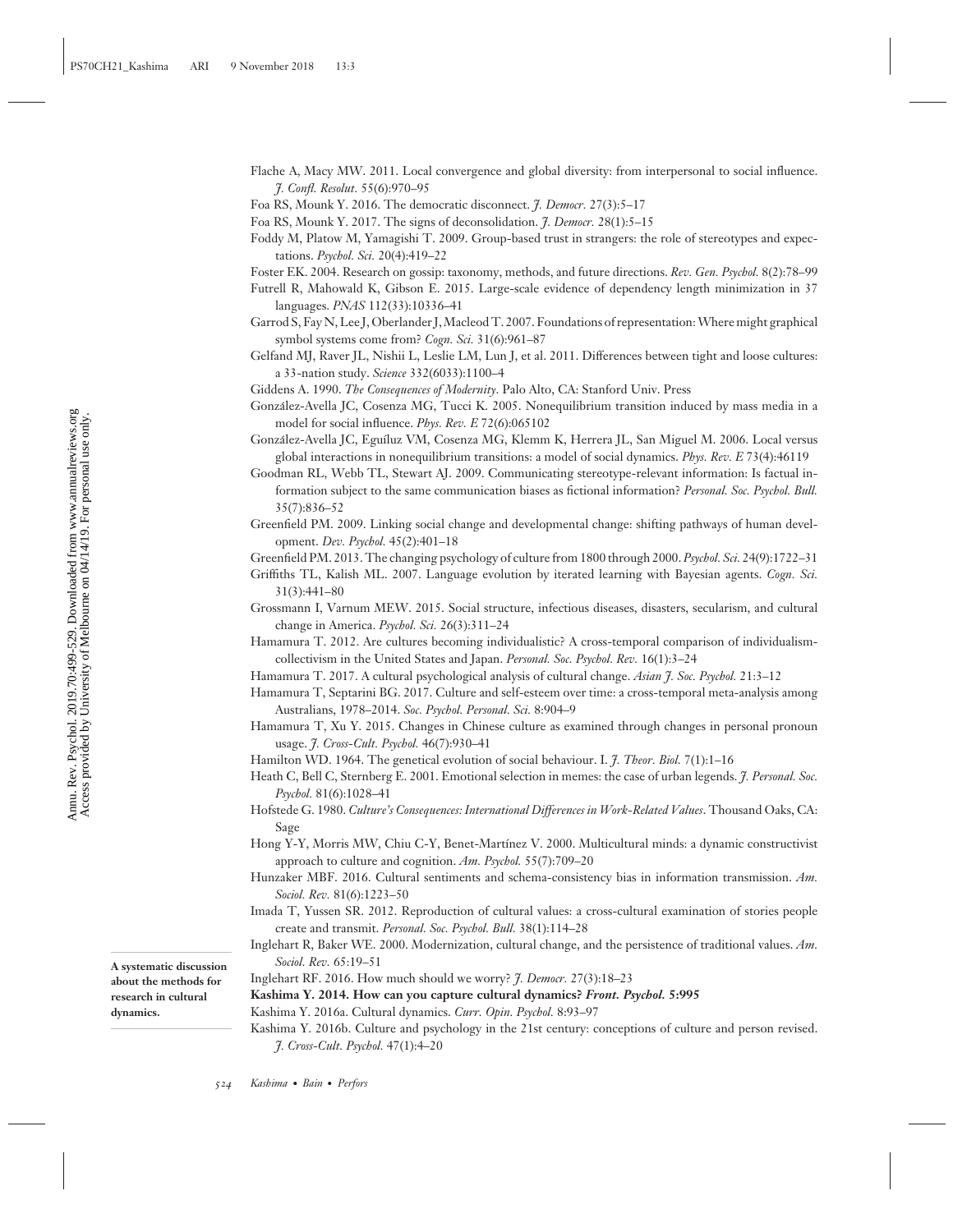Flache A, Macy MW. 2011. Local convergence and global diversity: from interpersonal to social influence. *J. Confl. Resolut.* 55(6):970–95

Foa RS, Mounk Y. 2016. The democratic disconnect. *J. Democr.* 27(3):5–17

Foa RS, Mounk Y. 2017. The signs of deconsolidation. *J. Democr.* 28(1):5–15

Foddy M, Platow M, Yamagishi T. 2009. Group-based trust in strangers: the role of stereotypes and expectations. *Psychol. Sci.* 20(4):419–22

Foster EK. 2004. Research on gossip: taxonomy, methods, and future directions. *Rev. Gen. Psychol.* 8(2):78–99

Futrell R, Mahowald K, Gibson E. 2015. Large-scale evidence of dependency length minimization in 37 languages. *PNAS* 112(33):10336–41

Garrod S, Fay N, Lee J, Oberlander J, Macleod T. 2007. Foundations of representation: Where might graphical symbol systems come from? *Cogn. Sci.* 31(6):961–87

Gelfand MJ, Raver JL, Nishii L, Leslie LM, Lun J, et al. 2011. Differences between tight and loose cultures: a 33-nation study. *Science* 332(6033):1100–4

Giddens A. 1990. *The Consequences of Modernity*. Palo Alto, CA: Stanford Univ. Press

González-Avella JC, Cosenza MG, Tucci K. 2005. Nonequilibrium transition induced by mass media in a model for social influence. *Phys. Rev. E* 72(6):065102

González-Avella JC, Eguíluz VM, Cosenza MG, Klemm K, Herrera JL, San Miguel M. 2006. Local versus global interactions in nonequilibrium transitions: a model of social dynamics. *Phys. Rev. E* 73(4):46119

Goodman RL, Webb TL, Stewart AJ. 2009. Communicating stereotype-relevant information: Is factual information subject to the same communication biases as fictional information? *Personal. Soc. Psychol. Bull.* 35(7):836–52

Greenfield PM. 2009. Linking social change and developmental change: shifting pathways of human development. *Dev. Psychol.* 45(2):401–18

Greenfield PM. 2013. The changing psychology of culture from 1800 through 2000. *Psychol. Sci.* 24(9):1722–31

Griffiths TL, Kalish ML. 2007. Language evolution by iterated learning with Bayesian agents. *Cogn. Sci.* 31(3):441–80

Grossmann I, Varnum MEW. 2015. Social structure, infectious diseases, disasters, secularism, and cultural change in America. *Psychol. Sci.* 26(3):311–24

Hamamura T. 2012. Are cultures becoming individualistic? A cross-temporal comparison of individualism-collectivism in the United States and Japan. *Personal. Soc. Psychol. Rev.* 16(1):3–24

Hamamura T. 2017. A cultural psychological analysis of cultural change. *Asian J. Soc. Psychol.* 21:3–12

Hamamura T, Septarini BG. 2017. Culture and self-esteem over time: a cross-temporal meta-analysis among Australians, 1978–2014. *Soc. Psychol. Personal. Sci.* 8:904–9

Hamamura T, Xu Y. 2015. Changes in Chinese culture as examined through changes in personal pronoun usage. *J. Cross-Cult. Psychol.* 46(7):930–41

Hamilton WD. 1964. The genetical evolution of social behaviour. I. *J. Theor. Biol.* 7(1):1–16

Heath C, Bell C, Sternberg E. 2001. Emotional selection in memes: the case of urban legends. *J. Personal. Soc. Psychol.* 81(6):1028–41

Hofstede G. 1980. *Culture's Consequences: International Differences in Work-Related Values*. Thousand Oaks, CA: Sage

Hong Y-Y, Morris MW, Chiu C-Y, Benet-Martínez V. 2000. Multicultural minds: a dynamic constructivist approach to culture and cognition. *Am. Psychol.* 55(7):709–20

Hunzaker MBF. 2016. Cultural sentiments and schema-consistency bias in information transmission. *Am. Sociol. Rev.* 81(6):1223–50

Imada T, Yussen SR. 2012. Reproduction of cultural values: a cross-cultural examination of stories people create and transmit. *Personal. Soc. Psychol. Bull.* 38(1):114–28

Inglehart R, Baker WE. 2000. Modernization, cultural change, and the persistence of traditional values. *Am. Sociol. Rev.* 65:19–51

Inglehart RF. 2016. How much should we worry? *J. Democr.* 27(3):18–23

**Kashima Y. 2014. How can you capture cultural dynamics? *Front. Psychol.* 5:995**

**A systematic discussion about the methods for research in cultural dynamics.**

Kashima Y. 2016a. Cultural dynamics. *Curr. Opin. Psychol.* 8:93–97

Kashima Y. 2016b. Culture and psychology in the 21st century: conceptions of culture and person revised. *J. Cross-Cult. Psychol.* 47(1):4–20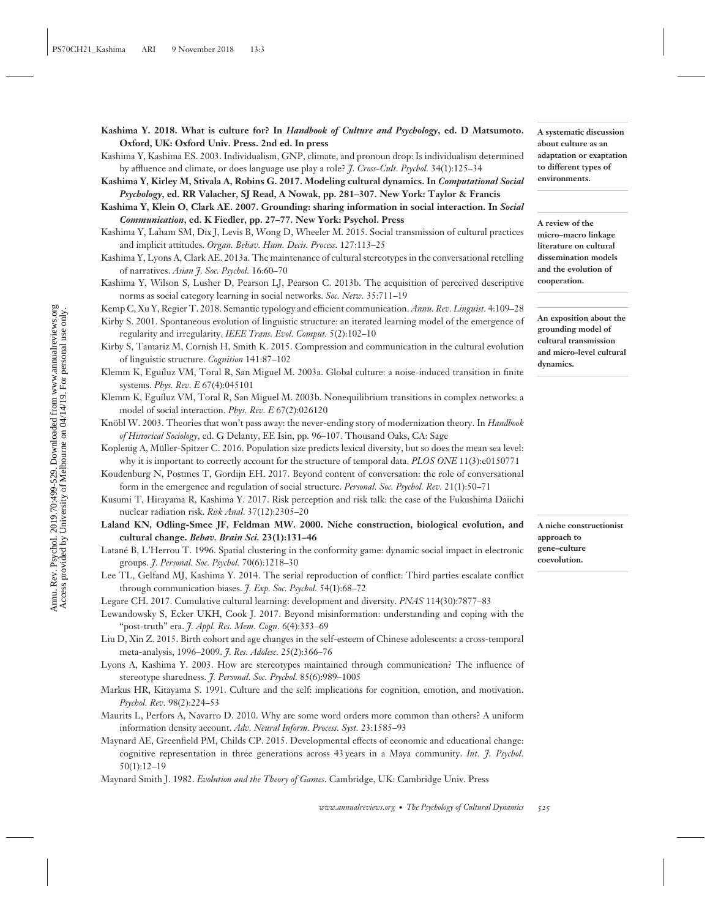**Kashima Y. 2018. What is culture for? In *Handbook of Culture and Psychology*, ed. D Matsumoto. Oxford, UK: Oxford Univ. Press. 2nd ed. In press**

A systematic discussion about culture as an adaptation or exaptation to different types of environments.

Kashima Y, Kashima ES. 2003. Individualism, GNP, climate, and pronoun drop: Is individualism determined by affluence and climate, or does language use play a role? *J. Cross-Cult. Psychol.* 34(1):125–34

**Kashima Y, Kirley M, Stivala A, Robins G. 2017. Modeling cultural dynamics. In *Computational Social Psychology*, ed. RR Valacher, SJ Read, A Nowak, pp. 281–307. New York: Taylor & Francis**

A review of the micro–macro linkage literature on cultural dissemination models and the evolution of cooperation.

**Kashima Y, Klein O, Clark AE. 2007. Grounding: sharing information in social interaction. In *Social Communication*, ed. K Fiedler, pp. 27–77. New York: Psychol. Press**

An exposition about the grounding model of cultural transmission and micro-level cultural dynamics.

Kashima Y, Laham SM, Dix J, Levis B, Wong D, Wheeler M. 2015. Social transmission of cultural practices and implicit attitudes. *Organ. Behav. Hum. Decis. Process.* 127:113–25

Kashima Y, Lyons A, Clark AE. 2013a. The maintenance of cultural stereotypes in the conversational retelling of narratives. *Asian J. Soc. Psychol.* 16:60–70

Kashima Y, Wilson S, Lusher D, Pearson LJ, Pearson C. 2013b. The acquisition of perceived descriptive norms as social category learning in social networks. *Soc. Netw.* 35:711–19

Kemp C, Xu Y, Regier T. 2018. Semantic typology and efficient communication. *Annu. Rev. Linguist.* 4:109–28

Kirby S. 2001. Spontaneous evolution of linguistic structure: an iterated learning model of the emergence of regularity and irregularity. *IEEE Trans. Evol. Comput.* 5(2):102–10

Kirby S, Tamariz M, Cornish H, Smith K. 2015. Compression and communication in the cultural evolution of linguistic structure. *Cognition* 141:87–102

Klemm K, Eguíluz VM, Toral R, San Miguel M. 2003a. Global culture: a noise-induced transition in finite systems. *Phys. Rev. E* 67(4):045101

Klemm K, Eguíluz VM, Toral R, San Miguel M. 2003b. Nonequilibrium transitions in complex networks: a model of social interaction. *Phys. Rev. E* 67(2):026120

Knöbl W. 2003. Theories that won't pass away: the never-ending story of modernization theory. In *Handbook of Historical Sociology*, ed. G Delanty, EE Isin, pp. 96–107. Thousand Oaks, CA: Sage

Koplenig A, Müller-Spitzer C. 2016. Population size predicts lexical diversity, but so does the mean sea level: why it is important to correctly account for the structure of temporal data. *PLOS ONE* 11(3):e0150771

Koudenburg N, Postmes T, Gordijn EH. 2017. Beyond content of conversation: the role of conversational form in the emergence and regulation of social structure. *Personal. Soc. Psychol. Rev.* 21(1):50–71

Kusumi T, Hirayama R, Kashima Y. 2017. Risk perception and risk talk: the case of the Fukushima Daiichi nuclear radiation risk. *Risk Anal.* 37(12):2305–20

**Laland KN, Odling-Smee JF, Feldman MW. 2000. Niche construction, biological evolution, and cultural change. *Behav. Brain Sci.* 23(1):131–46**

A niche constructionist approach to gene–culture coevolution.

Latané B, L'Herrou T. 1996. Spatial clustering in the conformity game: dynamic social impact in electronic groups. *J. Personal. Soc. Psychol.* 70(6):1218–30

Lee TL, Gelfand MJ, Kashima Y. 2014. The serial reproduction of conflict: Third parties escalate conflict through communication biases. *J. Exp. Soc. Psychol.* 54(1):68–72

Legare CH. 2017. Cumulative cultural learning: development and diversity. *PNAS* 114(30):7877–83

Lewandowsky S, Ecker UKH, Cook J. 2017. Beyond misinformation: understanding and coping with the "post-truth" era. *J. Appl. Res. Mem. Cogn.* 6(4):353–69

Liu D, Xin Z. 2015. Birth cohort and age changes in the self-esteem of Chinese adolescents: a cross-temporal meta-analysis, 1996–2009. *J. Res. Adolesc.* 25(2):366–76

Lyons A, Kashima Y. 2003. How are stereotypes maintained through communication? The influence of stereotype sharedness. *J. Personal. Soc. Psychol.* 85(6):989–1005

Markus HR, Kitayama S. 1991. Culture and the self: implications for cognition, emotion, and motivation. *Psychol. Rev.* 98(2):224–53

Maurits L, Perfors A, Navarro D. 2010. Why are some word orders more common than others? A uniform information density account. *Adv. Neural Inform. Process. Syst.* 23:1585–93

Maynard AE, Greenfield PM, Childs CP. 2015. Developmental effects of economic and educational change: cognitive representation in three generations across 43 years in a Maya community. *Int. J. Psychol.* 50(1):12–19

Maynard Smith J. 1982. *Evolution and the Theory of Games*. Cambridge, UK: Cambridge Univ. Press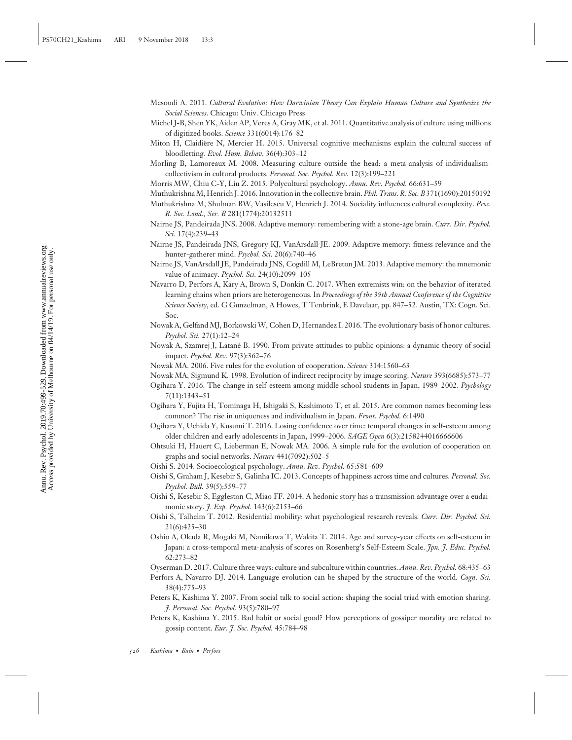Mesoudi A. 2011. *Cultural Evolution: How Darwinian Theory Can Explain Human Culture and Synthesize the Social Sciences*. Chicago: Univ. Chicago Press

Michel J-B, Shen YK, Aiden AP, Veres A, Gray MK, et al. 2011. Quantitative analysis of culture using millions of digitized books. *Science* 331(6014):176–82

Miton H, Claidière N, Mercier H. 2015. Universal cognitive mechanisms explain the cultural success of bloodletting. *Evol. Hum. Behav.* 36(4):303–12

Morling B, Lamoreaux M. 2008. Measuring culture outside the head: a meta-analysis of individualism-collectivism in cultural products. *Personal. Soc. Psychol. Rev.* 12(3):199–221

Morris MW, Chiu C-Y, Liu Z. 2015. Polycultural psychology. *Annu. Rev. Psychol.* 66:631–59

Muthukrishna M, Henrich J. 2016. Innovation in the collective brain. *Phil. Trans. R. Soc. B* 371(1690):20150192

Muthukrishna M, Shulman BW, Vasilescu V, Henrich J. 2014. Sociality influences cultural complexity. *Proc. R. Soc. Lond., Ser. B* 281(1774):20132511

Nairne JS, Pandeirada JNS. 2008. Adaptive memory: remembering with a stone-age brain. *Curr. Dir. Psychol. Sci.* 17(4):239–43

Nairne JS, Pandeirada JNS, Gregory KJ, VanArsdall JE. 2009. Adaptive memory: fitness relevance and the hunter-gatherer mind. *Psychol. Sci.* 20(6):740–46

Nairne JS, VanArsdall JE, Pandeirada JNS, Cogdill M, LeBreton JM. 2013. Adaptive memory: the mnemonic value of animacy. *Psychol. Sci.* 24(10):2099–105

Navarro D, Perfors A, Kary A, Brown S, Donkin C. 2017. When extremists win: on the behavior of iterated learning chains when priors are heterogeneous. In *Proceedings of the 39th Annual Conference of the Cognitive Science Society*, ed. G Gunzelman, A Howes, T Tenbrink, E Davelaar, pp. 847–52. Austin, TX: Cogn. Sci. Soc.

Nowak A, Gelfand MJ, Borkowski W, Cohen D, Hernandez I. 2016. The evolutionary basis of honor cultures. *Psychol. Sci.* 27(1):12–24

Nowak A, Szamrej J, Latané B. 1990. From private attitudes to public opinions: a dynamic theory of social impact. *Psychol. Rev.* 97(3):362–76

Nowak MA. 2006. Five rules for the evolution of cooperation. *Science* 314:1560–63

Nowak MA, Sigmund K. 1998. Evolution of indirect reciprocity by image scoring. *Nature* 393(6685):573–77

Ogihara Y. 2016. The change in self-esteem among middle school students in Japan, 1989–2002. *Psychology* 7(11):1343–51

Ogihara Y, Fujita H, Tominaga H, Ishigaki S, Kashimoto T, et al. 2015. Are common names becoming less common? The rise in uniqueness and individualism in Japan. *Front. Psychol.* 6:1490

Ogihara Y, Uchida Y, Kusumi T. 2016. Losing confidence over time: temporal changes in self-esteem among older children and early adolescents in Japan, 1999–2006. *SAGE Open* 6(3):2158244016666606

Ohtsuki H, Hauert C, Lieberman E, Nowak MA. 2006. A simple rule for the evolution of cooperation on graphs and social networks. *Nature* 441(7092):502–5

Oishi S. 2014. Socioecological psychology. *Annu. Rev. Psychol.* 65:581–609

Oishi S, Graham J, Kesebir S, Galinha IC. 2013. Concepts of happiness across time and cultures. *Personal. Soc. Psychol. Bull.* 39(5):559–77

Oishi S, Kesebir S, Eggleston C, Miao FF. 2014. A hedonic story has a transmission advantage over a eudaimonic story. *J. Exp. Psychol.* 143(6):2153–66

Oishi S, Talhelm T. 2012. Residential mobility: what psychological research reveals. *Curr. Dir. Psychol. Sci.* 21(6):425–30

Oshio A, Okada R, Mogaki M, Namikawa T, Wakita T. 2014. Age and survey-year effects on self-esteem in Japan: a cross-temporal meta-analysis of scores on Rosenberg's Self-Esteem Scale. *Jpn. J. Educ. Psychol.* 62:273–82

Oyserman D. 2017. Culture three ways: culture and subculture within countries. *Annu. Rev. Psychol.* 68:435–63

Perfors A, Navarro DJ. 2014. Language evolution can be shaped by the structure of the world. *Cogn. Sci.* 38(4):775–93

Peters K, Kashima Y. 2007. From social talk to social action: shaping the social triad with emotion sharing. *J. Personal. Soc. Psychol.* 93(5):780–97

Peters K, Kashima Y. 2015. Bad habit or social good? How perceptions of gossiper morality are related to gossip content. *Eur. J. Soc. Psychol.* 45:784–98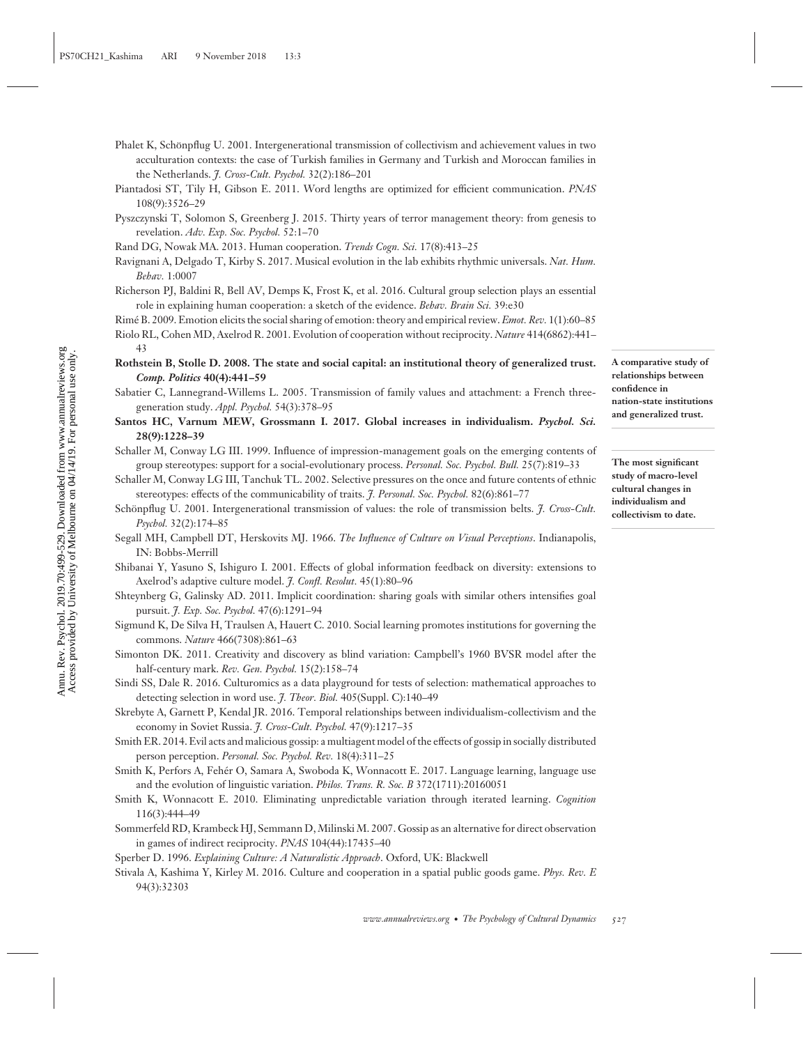Phalet K, Schönpflug U. 2001. Intergenerational transmission of collectivism and achievement values in two acculturation contexts: the case of Turkish families in Germany and Turkish and Moroccan families in the Netherlands. *J. Cross-Cult. Psychol.* 32(2):186–201

Piantadosi ST, Tily H, Gibson E. 2011. Word lengths are optimized for efficient communication. *PNAS* 108(9):3526–29

Pyszczynski T, Solomon S, Greenberg J. 2015. Thirty years of terror management theory: from genesis to revelation. *Adv. Exp. Soc. Psychol.* 52:1–70

Rand DG, Nowak MA. 2013. Human cooperation. *Trends Cogn. Sci.* 17(8):413–25

Ravignani A, Delgado T, Kirby S. 2017. Musical evolution in the lab exhibits rhythmic universals. *Nat. Hum. Behav.* 1:0007

Richerson PJ, Baldini R, Bell AV, Demps K, Frost K, et al. 2016. Cultural group selection plays an essential role in explaining human cooperation: a sketch of the evidence. *Behav. Brain Sci.* 39:e30

Rimé B. 2009. Emotion elicits the social sharing of emotion: theory and empirical review. *Emot. Rev.* 1(1):60–85

Riolo RL, Cohen MD, Axelrod R. 2001. Evolution of cooperation without reciprocity. *Nature* 414(6862):441–43

**Rothstein B, Stolle D. 2008. The state and social capital: an institutional theory of generalized trust. *Comp. Politics* 40(4):441–59**

A comparative study of relationships between confidence in nation-state institutions and generalized trust.

Sabatier C, Lannegrand-Willems L. 2005. Transmission of family values and attachment: a French three-generation study. *Appl. Psychol.* 54(3):378–95

**Santos HC, Varnum MEW, Grossmann I. 2017. Global increases in individualism. *Psychol. Sci.* 28(9):1228–39**

The most significant study of macro-level cultural changes in individualism and collectivism to date.

Schaller M, Conway LG III. 1999. Influence of impression-management goals on the emerging contents of group stereotypes: support for a social-evolutionary process. *Personal. Soc. Psychol. Bull.* 25(7):819–33

Schaller M, Conway LG III, Tanchuk TL. 2002. Selective pressures on the once and future contents of ethnic stereotypes: effects of the communicability of traits. *J. Personal. Soc. Psychol.* 82(6):861–77

Schönpflug U. 2001. Intergenerational transmission of values: the role of transmission belts. *J. Cross-Cult. Psychol.* 32(2):174–85

Segall MH, Campbell DT, Herskovits MJ. 1966. *The Influence of Culture on Visual Perceptions*. Indianapolis, IN: Bobbs-Merrill

Shibanai Y, Yasuno S, Ishiguro I. 2001. Effects of global information feedback on diversity: extensions to Axelrod's adaptive culture model. *J. Confl. Resolut.* 45(1):80–96

Shteynberg G, Galinsky AD. 2011. Implicit coordination: sharing goals with similar others intensifies goal pursuit. *J. Exp. Soc. Psychol.* 47(6):1291–94

Sigmund K, De Silva H, Traulsen A, Hauert C. 2010. Social learning promotes institutions for governing the commons. *Nature* 466(7308):861–63

Simonton DK. 2011. Creativity and discovery as blind variation: Campbell's 1960 BVSR model after the half-century mark. *Rev. Gen. Psychol.* 15(2):158–74

Sindi SS, Dale R. 2016. Culturomics as a data playground for tests of selection: mathematical approaches to detecting selection in word use. *J. Theor. Biol.* 405(Suppl. C):140–49

Skrebyte A, Garnett P, Kendal JR. 2016. Temporal relationships between individualism-collectivism and the economy in Soviet Russia. *J. Cross-Cult. Psychol.* 47(9):1217–35

Smith ER. 2014. Evil acts and malicious gossip: a multiagent model of the effects of gossip in socially distributed person perception. *Personal. Soc. Psychol. Rev.* 18(4):311–25

Smith K, Perfors A, Fehér O, Samara A, Swoboda K, Wonnacott E. 2017. Language learning, language use and the evolution of linguistic variation. *Philos. Trans. R. Soc. B* 372(1711):20160051

Smith K, Wonnacott E. 2010. Eliminating unpredictable variation through iterated learning. *Cognition* 116(3):444–49

Sommerfeld RD, Krambeck HJ, Semmann D, Milinski M. 2007. Gossip as an alternative for direct observation in games of indirect reciprocity. *PNAS* 104(44):17435–40

Sperber D. 1996. *Explaining Culture: A Naturalistic Approach*. Oxford, UK: Blackwell

Stivala A, Kashima Y, Kirley M. 2016. Culture and cooperation in a spatial public goods game. *Phys. Rev. E* 94(3):32303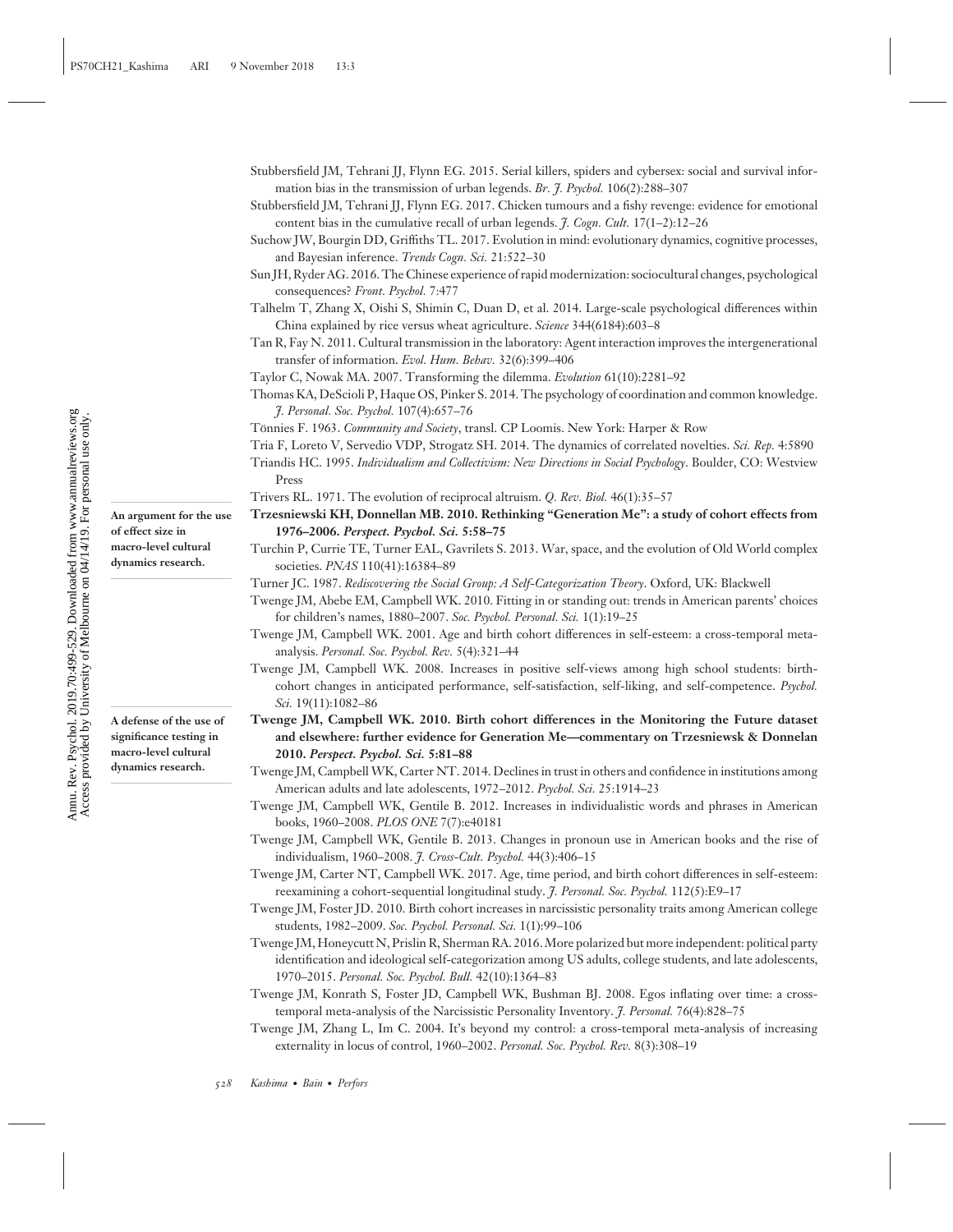Stubbersfield JM, Tehrani JJ, Flynn EG. 2015. Serial killers, spiders and cybersex: social and survival information bias in the transmission of urban legends. *Br. J. Psychol.* 106(2):288–307

Stubbersfield JM, Tehrani JJ, Flynn EG. 2017. Chicken tumours and a fishy revenge: evidence for emotional content bias in the cumulative recall of urban legends. *J. Cogn. Cult.* 17(1–2):12–26

Suchow JW, Bourgin DD, Griffiths TL. 2017. Evolution in mind: evolutionary dynamics, cognitive processes, and Bayesian inference. *Trends Cogn. Sci.* 21:522–30

Sun JH, Ryder AG. 2016. The Chinese experience of rapid modernization: sociocultural changes, psychological consequences? *Front. Psychol.* 7:477

Talhelm T, Zhang X, Oishi S, Shimin C, Duan D, et al. 2014. Large-scale psychological differences within China explained by rice versus wheat agriculture. *Science* 344(6184):603–8

Tan R, Fay N. 2011. Cultural transmission in the laboratory: Agent interaction improves the intergenerational transfer of information. *Evol. Hum. Behav.* 32(6):399–406

Taylor C, Nowak MA. 2007. Transforming the dilemma. *Evolution* 61(10):2281–92

Thomas KA, DeScioli P, Haque OS, Pinker S. 2014. The psychology of coordination and common knowledge. *J. Personal. Soc. Psychol.* 107(4):657–76

Tönnies F. 1963. *Community and Society*, transl. CP Loomis. New York: Harper & Row

Tria F, Loreto V, Servedio VDP, Strogatz SH. 2014. The dynamics of correlated novelties. *Sci. Rep.* 4:5890

Triandis HC. 1995. *Individualism and Collectivism: New Directions in Social Psychology*. Boulder, CO: Westview Press

Trivers RL. 1971. The evolution of reciprocal altruism. *Q. Rev. Biol.* 46(1):35–57

**Trzesniewski KH, Donnellan MB. 2010. Rethinking "Generation Me": a study of cohort effects from 1976–2006. *Perspect. Psychol. Sci.* 5:58–75**

An argument for the use of effect size in macro-level cultural dynamics research.

Turchin P, Currie TE, Turner EAL, Gavrilets S. 2013. War, space, and the evolution of Old World complex societies. *PNAS* 110(41):16384–89

Turner JC. 1987. *Rediscovering the Social Group: A Self-Categorization Theory*. Oxford, UK: Blackwell

Twenge JM, Abebe EM, Campbell WK. 2010. Fitting in or standing out: trends in American parents' choices for children's names, 1880–2007. *Soc. Psychol. Personal. Sci.* 1(1):19–25

Twenge JM, Campbell WK. 2001. Age and birth cohort differences in self-esteem: a cross-temporal meta-analysis. *Personal. Soc. Psychol. Rev.* 5(4):321–44

Twenge JM, Campbell WK. 2008. Increases in positive self-views among high school students: birth-cohort changes in anticipated performance, self-satisfaction, self-liking, and self-competence. *Psychol. Sci.* 19(11):1082–86

**Twenge JM, Campbell WK. 2010. Birth cohort differences in the Monitoring the Future dataset and elsewhere: further evidence for Generation Me—commentary on Trzesniewsk & Donnelan 2010. *Perspect. Psychol. Sci.* 5:81–88**

A defense of the use of significance testing in macro-level cultural dynamics research.

Twenge JM, Campbell WK, Carter NT. 2014. Declines in trust in others and confidence in institutions among American adults and late adolescents, 1972–2012. *Psychol. Sci.* 25:1914–23

Twenge JM, Campbell WK, Gentile B. 2012. Increases in individualistic words and phrases in American books, 1960–2008. *PLOS ONE* 7(7):e40181

Twenge JM, Campbell WK, Gentile B. 2013. Changes in pronoun use in American books and the rise of individualism, 1960–2008. *J. Cross-Cult. Psychol.* 44(3):406–15

Twenge JM, Carter NT, Campbell WK. 2017. Age, time period, and birth cohort differences in self-esteem: reexamining a cohort-sequential longitudinal study. *J. Personal. Soc. Psychol.* 112(5):E9–17

Twenge JM, Foster JD. 2010. Birth cohort increases in narcissistic personality traits among American college students, 1982–2009. *Soc. Psychol. Personal. Sci.* 1(1):99–106

Twenge JM, Honeycutt N, Prislin R, Sherman RA. 2016. More polarized but more independent: political party identification and ideological self-categorization among US adults, college students, and late adolescents, 1970–2015. *Personal. Soc. Psychol. Bull.* 42(10):1364–83

Twenge JM, Konrath S, Foster JD, Campbell WK, Bushman BJ. 2008. Egos inflating over time: a cross-temporal meta-analysis of the Narcissistic Personality Inventory. *J. Personal.* 76(4):828–75

Twenge JM, Zhang L, Im C. 2004. It's beyond my control: a cross-temporal meta-analysis of increasing externality in locus of control, 1960–2002. *Personal. Soc. Psychol. Rev.* 8(3):308–19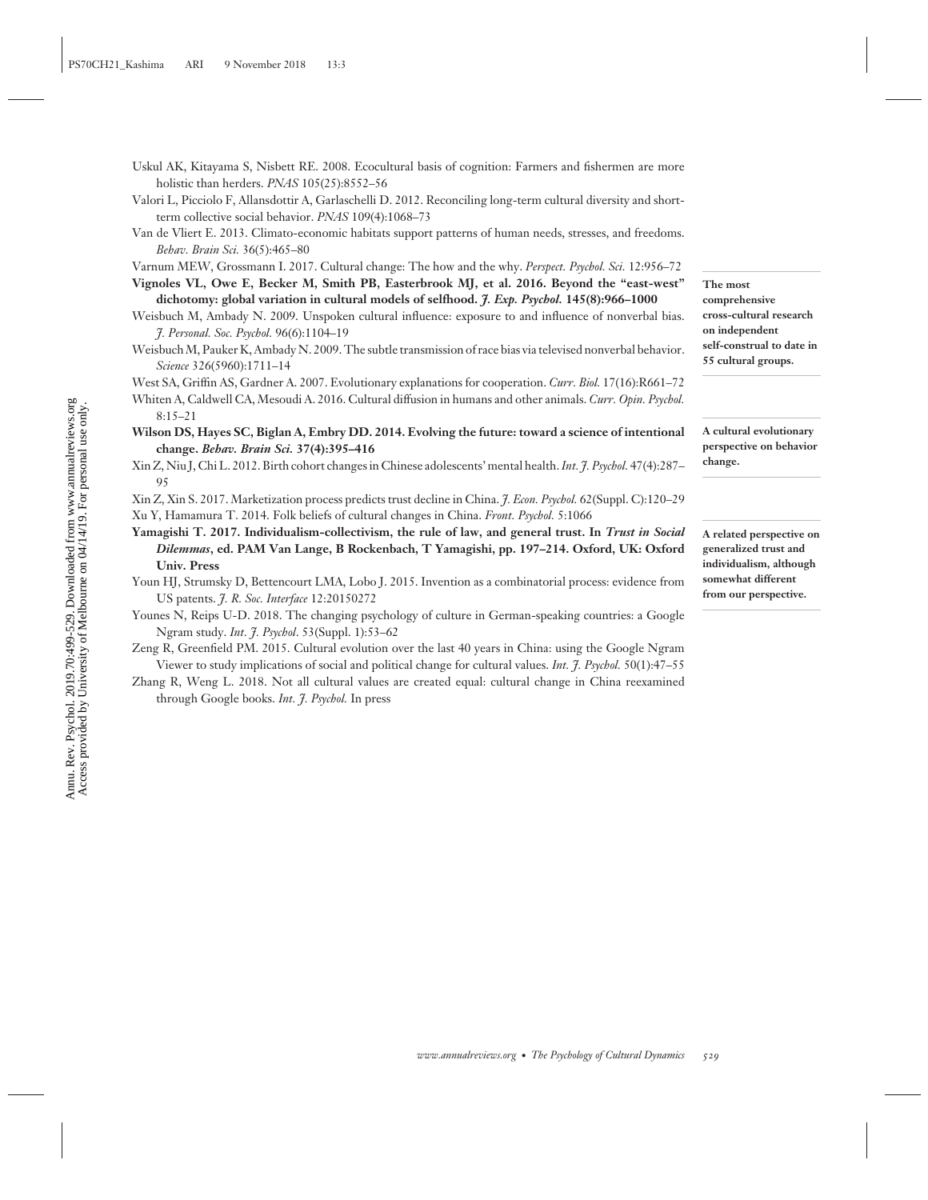Uskul AK, Kitayama S, Nisbett RE. 2008. Ecocultural basis of cognition: Farmers and fishermen are more holistic than herders. *PNAS* 105(25):8552–56

Valori L, Picciolo F, Allansdottir A, Garlaschelli D. 2012. Reconciling long-term cultural diversity and short-term collective social behavior. *PNAS* 109(4):1068–73

Van de Vliert E. 2013. Climato-economic habitats support patterns of human needs, stresses, and freedoms. *Behav. Brain Sci.* 36(5):465–80

Varnum MEW, Grossmann I. 2017. Cultural change: The how and the why. *Perspect. Psychol. Sci.* 12:956–72

**Vignoles VL, Owe E, Becker M, Smith PB, Easterbrook MJ, et al. 2016. Beyond the "east-west" dichotomy: global variation in cultural models of selfhood. *J. Exp. Psychol.* 145(8):966–1000**

**The most comprehensive cross-cultural research on independent self-construal to date in 55 cultural groups.**

Weisbuch M, Ambady N. 2009. Unspoken cultural influence: exposure to and influence of nonverbal bias. *J. Personal. Soc. Psychol.* 96(6):1104–19

Weisbuch M, Pauker K, Ambady N. 2009. The subtle transmission of race bias via televised nonverbal behavior. *Science* 326(5960):1711–14

West SA, Griffin AS, Gardner A. 2007. Evolutionary explanations for cooperation. *Curr. Biol.* 17(16):R661–72

Whiten A, Caldwell CA, Mesoudi A. 2016. Cultural diffusion in humans and other animals. *Curr. Opin. Psychol.* 8:15–21

**Wilson DS, Hayes SC, Biglan A, Embry DD. 2014. Evolving the future: toward a science of intentional change. *Behav. Brain Sci.* 37(4):395–416**

**A cultural evolutionary perspective on behavior change.**

Xin Z, Niu J, Chi L. 2012. Birth cohort changes in Chinese adolescents' mental health. *Int. J. Psychol.* 47(4):287–95

Xin Z, Xin S. 2017. Marketization process predicts trust decline in China. *J. Econ. Psychol.* 62(Suppl. C):120–29

Xu Y, Hamamura T. 2014. Folk beliefs of cultural changes in China. *Front. Psychol.* 5:1066

**Yamagishi T. 2017. Individualism-collectivism, the rule of law, and general trust. In *Trust in Social Dilemmas*, ed. PAM Van Lange, B Rockenbach, T Yamagishi, pp. 197–214. Oxford, UK: Oxford Univ. Press**

**A related perspective on generalized trust and individualism, although somewhat different from our perspective.**

Youn HJ, Strumsky D, Bettencourt LMA, Lobo J. 2015. Invention as a combinatorial process: evidence from US patents. *J. R. Soc. Interface* 12:20150272

Younes N, Reips U-D. 2018. The changing psychology of culture in German-speaking countries: a Google Ngram study. *Int. J. Psychol*. 53(Suppl. 1):53–62

Zeng R, Greenfield PM. 2015. Cultural evolution over the last 40 years in China: using the Google Ngram Viewer to study implications of social and political change for cultural values. *Int. J. Psychol.* 50(1):47–55

Zhang R, Weng L. 2018. Not all cultural values are created equal: cultural change in China reexamined through Google books. *Int. J. Psychol.* In press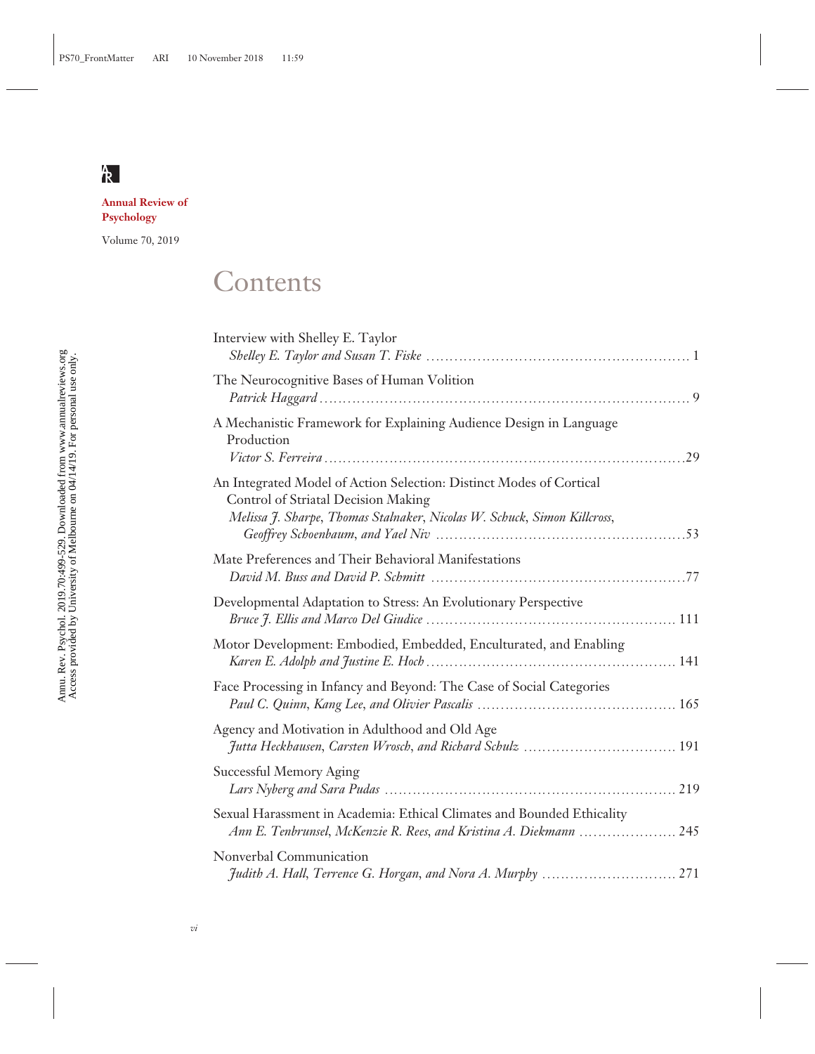**Annual Review of Psychology**

Volume 70, 2019

# Contents

Interview with Shelley E. Taylor
*Shelley E. Taylor and Susan T. Fiske* ........ 1

The Neurocognitive Bases of Human Volition
*Patrick Haggard* ........ 9

A Mechanistic Framework for Explaining Audience Design in Language Production
*Victor S. Ferreira* ........ 29

An Integrated Model of Action Selection: Distinct Modes of Cortical Control of Striatal Decision Making
*Melissa J. Sharpe, Thomas Stalnaker, Nicolas W. Schuck, Simon Killcross, Geoffrey Schoenbaum, and Yael Niv* ........ 53

Mate Preferences and Their Behavioral Manifestations
*David M. Buss and David P. Schmitt* ........ 77

Developmental Adaptation to Stress: An Evolutionary Perspective
*Bruce J. Ellis and Marco Del Giudice* ........ 111

Motor Development: Embodied, Embedded, Enculturated, and Enabling
*Karen E. Adolph and Justine E. Hoch* ........ 141

Face Processing in Infancy and Beyond: The Case of Social Categories
*Paul C. Quinn, Kang Lee, and Olivier Pascalis* ........ 165

Agency and Motivation in Adulthood and Old Age
*Jutta Heckhausen, Carsten Wrosch, and Richard Schulz* ........ 191

Successful Memory Aging
*Lars Nyberg and Sara Pudas* ........ 219

Sexual Harassment in Academia: Ethical Climates and Bounded Ethicality
*Ann E. Tenbrunsel, McKenzie R. Rees, and Kristina A. Diekmann* ........ 245

Nonverbal Communication
*Judith A. Hall, Terrence G. Horgan, and Nora A. Murphy* ........ 271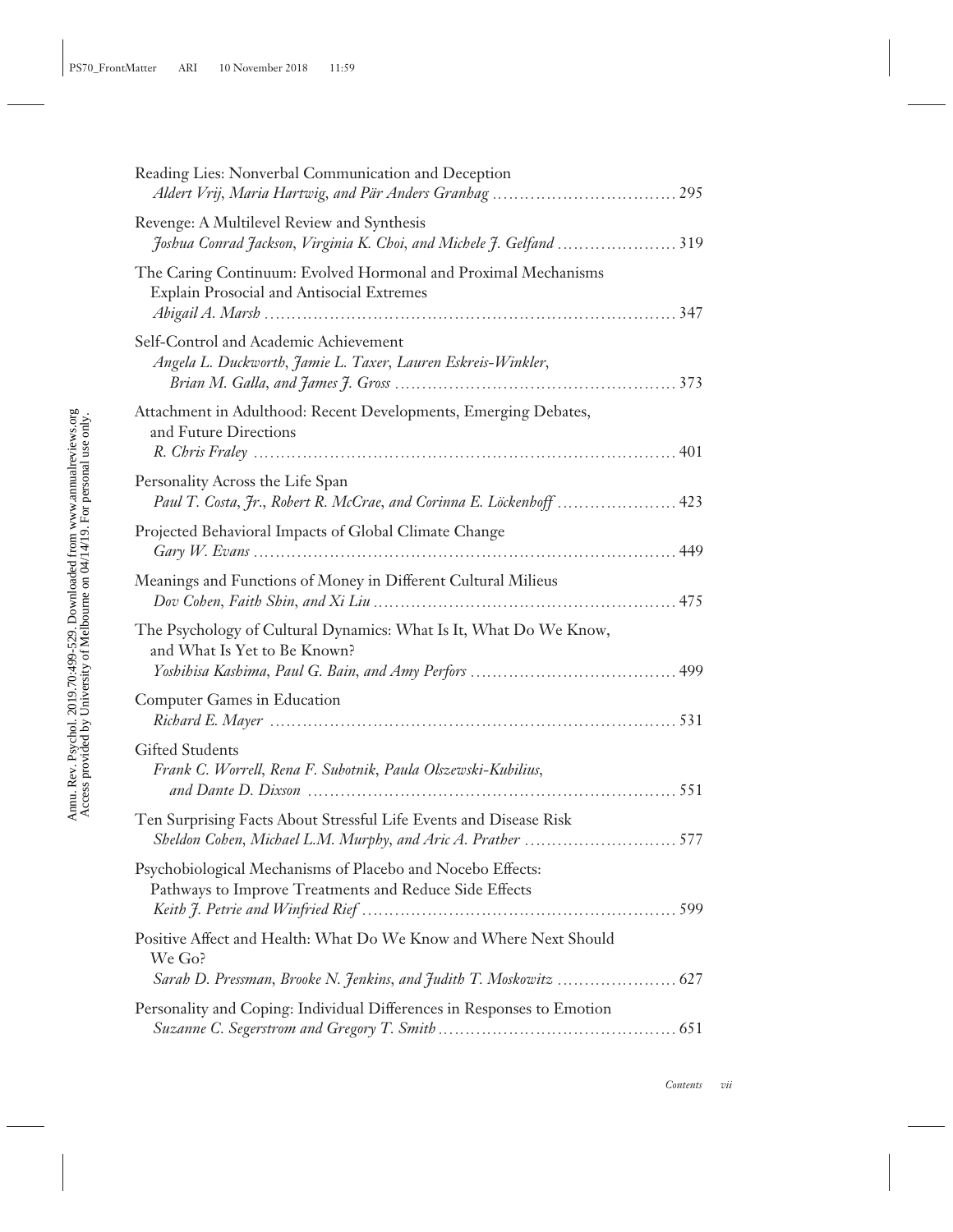Reading Lies: Nonverbal Communication and Deception
*Aldert Vrij, Maria Hartwig, and Pär Anders Granhag* ..... 295

Revenge: A Multilevel Review and Synthesis
*Joshua Conrad Jackson, Virginia K. Choi, and Michele J. Gelfand* ..... 319

The Caring Continuum: Evolved Hormonal and Proximal Mechanisms Explain Prosocial and Antisocial Extremes
*Abigail A. Marsh* ..... 347

Self-Control and Academic Achievement
*Angela L. Duckworth, Jamie L. Taxer, Lauren Eskreis-Winkler, Brian M. Galla, and James J. Gross* ..... 373

Attachment in Adulthood: Recent Developments, Emerging Debates, and Future Directions
*R. Chris Fraley* ..... 401

Personality Across the Life Span
*Paul T. Costa, Jr., Robert R. McCrae, and Corinna E. Löckenhoff* ..... 423

Projected Behavioral Impacts of Global Climate Change
*Gary W. Evans* ..... 449

Meanings and Functions of Money in Different Cultural Milieus
*Dov Cohen, Faith Shin, and Xi Liu* ..... 475

The Psychology of Cultural Dynamics: What Is It, What Do We Know, and What Is Yet to Be Known?
*Yoshihisa Kashima, Paul G. Bain, and Amy Perfors* ..... 499

Computer Games in Education
*Richard E. Mayer* ..... 531

Gifted Students
*Frank C. Worrell, Rena F. Subotnik, Paula Olszewski-Kubilius, and Dante D. Dixson* ..... 551

Ten Surprising Facts About Stressful Life Events and Disease Risk
*Sheldon Cohen, Michael L.M. Murphy, and Aric A. Prather* ..... 577

Psychobiological Mechanisms of Placebo and Nocebo Effects: Pathways to Improve Treatments and Reduce Side Effects
*Keith J. Petrie and Winfried Rief* ..... 599

Positive Affect and Health: What Do We Know and Where Next Should We Go?
*Sarah D. Pressman, Brooke N. Jenkins, and Judith T. Moskowitz* ..... 627

Personality and Coping: Individual Differences in Responses to Emotion
*Suzanne C. Segerstrom and Gregory T. Smith* ..... 651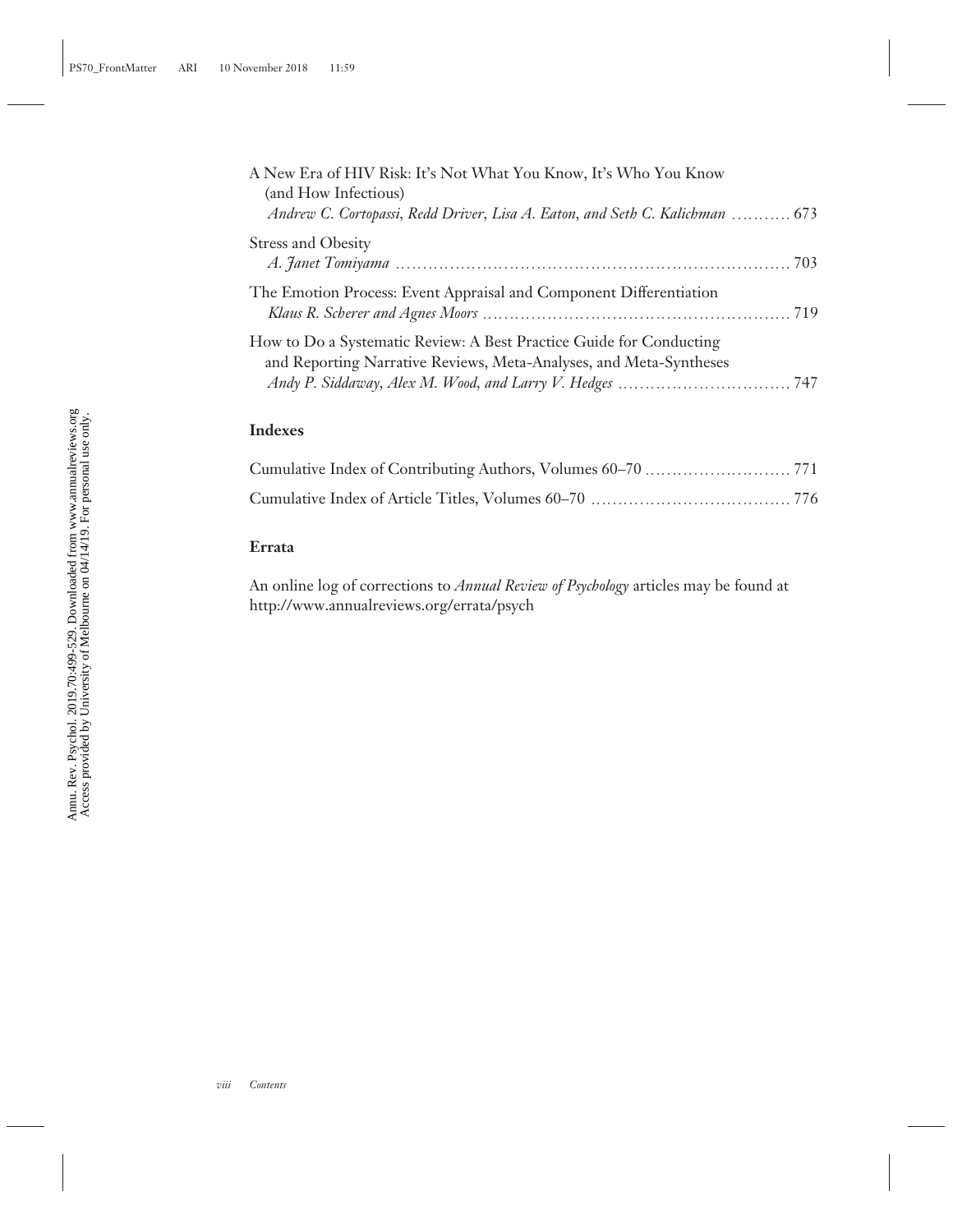A New Era of HIV Risk: It's Not What You Know, It's Who You Know (and How Infectious)
*Andrew C. Cortopassi, Redd Driver, Lisa A. Eaton, and Seth C. Kalichman* ........... 673

Stress and Obesity
*A. Janet Tomiyama* ........................................................................ 703

The Emotion Process: Event Appraisal and Component Differentiation
*Klaus R. Scherer and Agnes Moors* ........................................................ 719

How to Do a Systematic Review: A Best Practice Guide for Conducting and Reporting Narrative Reviews, Meta-Analyses, and Meta-Syntheses
*Andy P. Siddaway, Alex M. Wood, and Larry V. Hedges* ................................ 747

## Indexes

Cumulative Index of Contributing Authors, Volumes 60–70 .......................... 771

Cumulative Index of Article Titles, Volumes 60–70 .................................... 776

## Errata

An online log of corrections to *Annual Review of Psychology* articles may be found at http://www.annualreviews.org/errata/psych